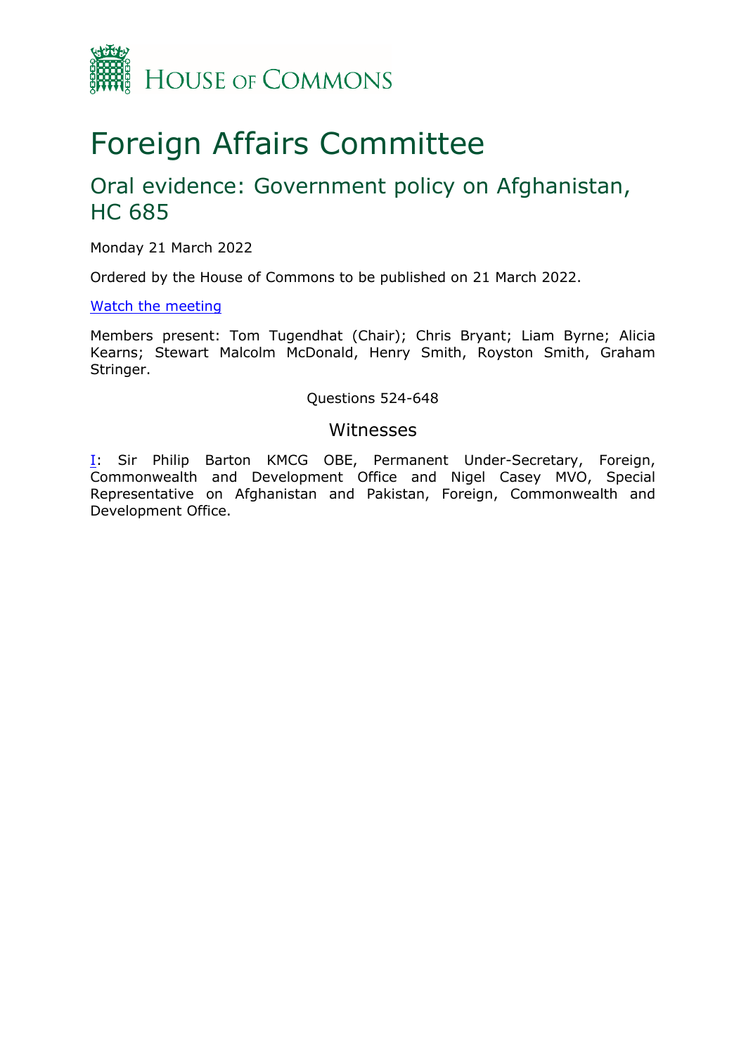House of Commons

# Foreign Affairs Committee

## Oral evidence: Government policy on Afghanistan, HC 685

Monday 21 March 2022

Ordered by the House of Commons to be published on 21 March 2022.

[Watch the meeting]

Members present: Tom Tugendhat (Chair); Chris Bryant; Liam Byrne; Alicia Kearns; Stewart Malcolm McDonald, Henry Smith, Royston Smith, Graham Stringer.

Questions 524-648

### Witnesses

[I]: Sir Philip Barton KMCG OBE, Permanent Under-Secretary, Foreign, Commonwealth and Development Office and Nigel Casey MVO, Special Representative on Afghanistan and Pakistan, Foreign, Commonwealth and Development Office.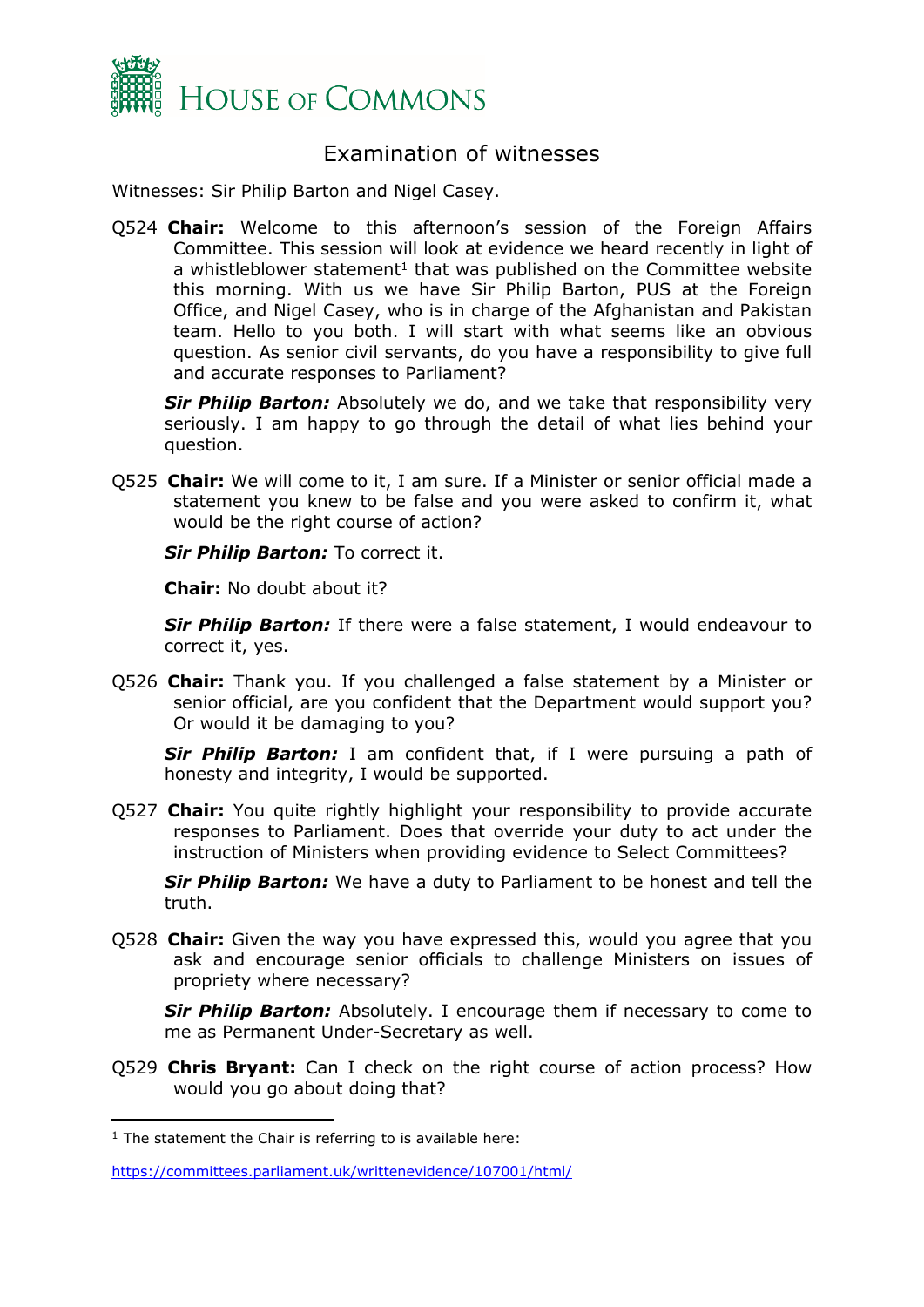# Examination of witnesses

Witnesses: Sir Philip Barton and Nigel Casey.

Q524 **Chair:** Welcome to this afternoon's session of the Foreign Affairs Committee. This session will look at evidence we heard recently in light of a whistleblower statement[1] that was published on the Committee website this morning. With us we have Sir Philip Barton, PUS at the Foreign Office, and Nigel Casey, who is in charge of the Afghanistan and Pakistan team. Hello to you both. I will start with what seems like an obvious question. As senior civil servants, do you have a responsibility to give full and accurate responses to Parliament?

***Sir Philip Barton:*** Absolutely we do, and we take that responsibility very seriously. I am happy to go through the detail of what lies behind your question.

Q525 **Chair:** We will come to it, I am sure. If a Minister or senior official made a statement you knew to be false and you were asked to confirm it, what would be the right course of action?

***Sir Philip Barton:*** To correct it.

**Chair:** No doubt about it?

***Sir Philip Barton:*** If there were a false statement, I would endeavour to correct it, yes.

Q526 **Chair:** Thank you. If you challenged a false statement by a Minister or senior official, are you confident that the Department would support you? Or would it be damaging to you?

***Sir Philip Barton:*** I am confident that, if I were pursuing a path of honesty and integrity, I would be supported.

Q527 **Chair:** You quite rightly highlight your responsibility to provide accurate responses to Parliament. Does that override your duty to act under the instruction of Ministers when providing evidence to Select Committees?

***Sir Philip Barton:*** We have a duty to Parliament to be honest and tell the truth.

Q528 **Chair:** Given the way you have expressed this, would you agree that you ask and encourage senior officials to challenge Ministers on issues of propriety where necessary?

***Sir Philip Barton:*** Absolutely. I encourage them if necessary to come to me as Permanent Under-Secretary as well.

Q529 **Chris Bryant:** Can I check on the right course of action process? How would you go about doing that?

---

[1] The statement the Chair is referring to is available here: https://committees.parliament.uk/writtenevidence/107001/html/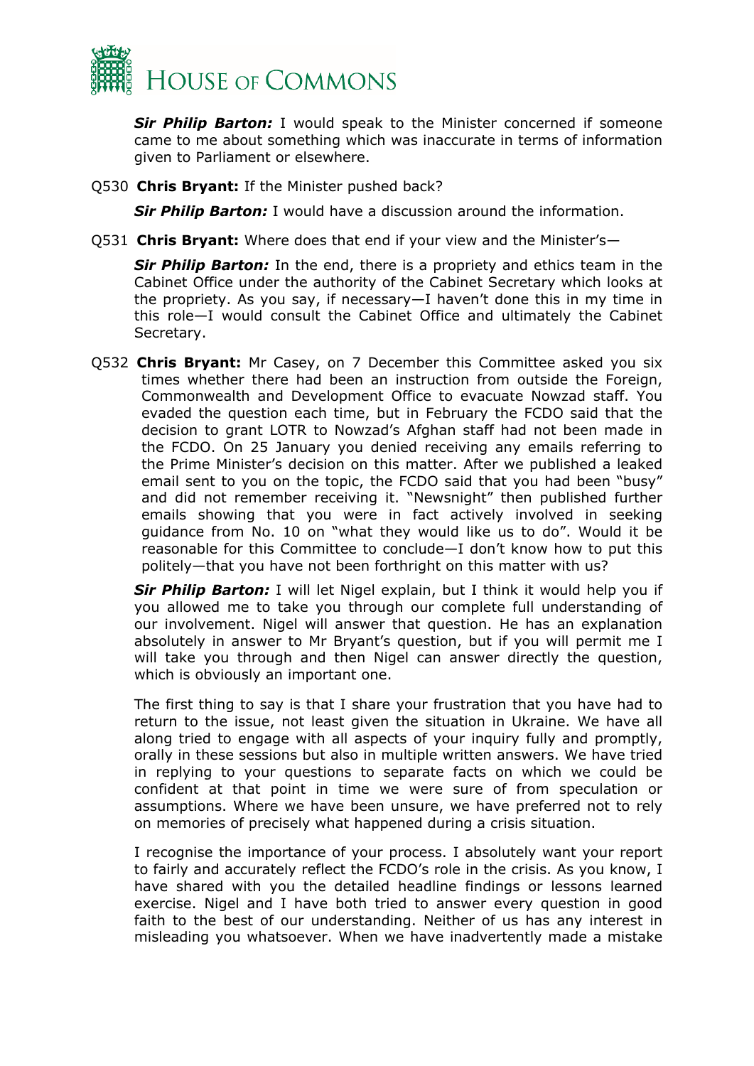***Sir Philip Barton:*** I would speak to the Minister concerned if someone came to me about something which was inaccurate in terms of information given to Parliament or elsewhere.

Q530 **Chris Bryant:** If the Minister pushed back?

***Sir Philip Barton:*** I would have a discussion around the information.

Q531 **Chris Bryant:** Where does that end if your view and the Minister's—

***Sir Philip Barton:*** In the end, there is a propriety and ethics team in the Cabinet Office under the authority of the Cabinet Secretary which looks at the propriety. As you say, if necessary—I haven't done this in my time in this role—I would consult the Cabinet Office and ultimately the Cabinet Secretary.

Q532 **Chris Bryant:** Mr Casey, on 7 December this Committee asked you six times whether there had been an instruction from outside the Foreign, Commonwealth and Development Office to evacuate Nowzad staff. You evaded the question each time, but in February the FCDO said that the decision to grant LOTR to Nowzad's Afghan staff had not been made in the FCDO. On 25 January you denied receiving any emails referring to the Prime Minister's decision on this matter. After we published a leaked email sent to you on the topic, the FCDO said that you had been "busy" and did not remember receiving it. "Newsnight" then published further emails showing that you were in fact actively involved in seeking guidance from No. 10 on "what they would like us to do". Would it be reasonable for this Committee to conclude—I don't know how to put this politely—that you have not been forthright on this matter with us?

***Sir Philip Barton:*** I will let Nigel explain, but I think it would help you if you allowed me to take you through our complete full understanding of our involvement. Nigel will answer that question. He has an explanation absolutely in answer to Mr Bryant's question, but if you will permit me I will take you through and then Nigel can answer directly the question, which is obviously an important one.

The first thing to say is that I share your frustration that you have had to return to the issue, not least given the situation in Ukraine. We have all along tried to engage with all aspects of your inquiry fully and promptly, orally in these sessions but also in multiple written answers. We have tried in replying to your questions to separate facts on which we could be confident at that point in time we were sure of from speculation or assumptions. Where we have been unsure, we have preferred not to rely on memories of precisely what happened during a crisis situation.

I recognise the importance of your process. I absolutely want your report to fairly and accurately reflect the FCDO's role in the crisis. As you know, I have shared with you the detailed headline findings or lessons learned exercise. Nigel and I have both tried to answer every question in good faith to the best of our understanding. Neither of us has any interest in misleading you whatsoever. When we have inadvertently made a mistake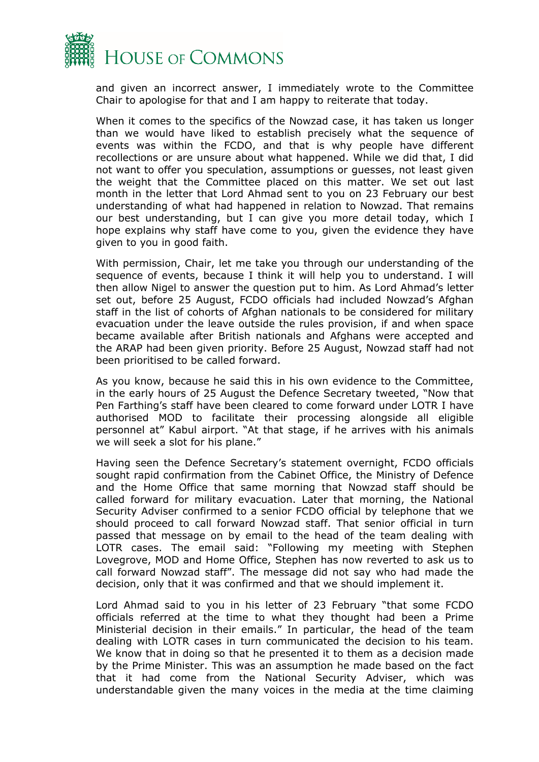and given an incorrect answer, I immediately wrote to the Committee Chair to apologise for that and I am happy to reiterate that today.

When it comes to the specifics of the Nowzad case, it has taken us longer than we would have liked to establish precisely what the sequence of events was within the FCDO, and that is why people have different recollections or are unsure about what happened. While we did that, I did not want to offer you speculation, assumptions or guesses, not least given the weight that the Committee placed on this matter. We set out last month in the letter that Lord Ahmad sent to you on 23 February our best understanding of what had happened in relation to Nowzad. That remains our best understanding, but I can give you more detail today, which I hope explains why staff have come to you, given the evidence they have given to you in good faith.

With permission, Chair, let me take you through our understanding of the sequence of events, because I think it will help you to understand. I will then allow Nigel to answer the question put to him. As Lord Ahmad's letter set out, before 25 August, FCDO officials had included Nowzad's Afghan staff in the list of cohorts of Afghan nationals to be considered for military evacuation under the leave outside the rules provision, if and when space became available after British nationals and Afghans were accepted and the ARAP had been given priority. Before 25 August, Nowzad staff had not been prioritised to be called forward.

As you know, because he said this in his own evidence to the Committee, in the early hours of 25 August the Defence Secretary tweeted, "Now that Pen Farthing's staff have been cleared to come forward under LOTR I have authorised MOD to facilitate their processing alongside all eligible personnel at" Kabul airport. "At that stage, if he arrives with his animals we will seek a slot for his plane."

Having seen the Defence Secretary's statement overnight, FCDO officials sought rapid confirmation from the Cabinet Office, the Ministry of Defence and the Home Office that same morning that Nowzad staff should be called forward for military evacuation. Later that morning, the National Security Adviser confirmed to a senior FCDO official by telephone that we should proceed to call forward Nowzad staff. That senior official in turn passed that message on by email to the head of the team dealing with LOTR cases. The email said: "Following my meeting with Stephen Lovegrove, MOD and Home Office, Stephen has now reverted to ask us to call forward Nowzad staff". The message did not say who had made the decision, only that it was confirmed and that we should implement it.

Lord Ahmad said to you in his letter of 23 February "that some FCDO officials referred at the time to what they thought had been a Prime Ministerial decision in their emails." In particular, the head of the team dealing with LOTR cases in turn communicated the decision to his team. We know that in doing so that he presented it to them as a decision made by the Prime Minister. This was an assumption he made based on the fact that it had come from the National Security Adviser, which was understandable given the many voices in the media at the time claiming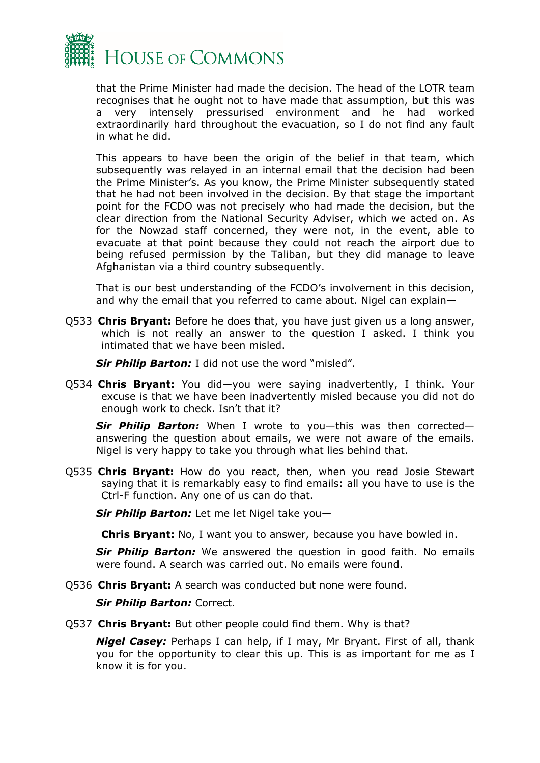that the Prime Minister had made the decision. The head of the LOTR team recognises that he ought not to have made that assumption, but this was a very intensely pressurised environment and he had worked extraordinarily hard throughout the evacuation, so I do not find any fault in what he did.

This appears to have been the origin of the belief in that team, which subsequently was relayed in an internal email that the decision had been the Prime Minister's. As you know, the Prime Minister subsequently stated that he had not been involved in the decision. By that stage the important point for the FCDO was not precisely who had made the decision, but the clear direction from the National Security Adviser, which we acted on. As for the Nowzad staff concerned, they were not, in the event, able to evacuate at that point because they could not reach the airport due to being refused permission by the Taliban, but they did manage to leave Afghanistan via a third country subsequently.

That is our best understanding of the FCDO's involvement in this decision, and why the email that you referred to came about. Nigel can explain—

Q533 **Chris Bryant:** Before he does that, you have just given us a long answer, which is not really an answer to the question I asked. I think you intimated that we have been misled.

***Sir Philip Barton:*** I did not use the word "misled".

Q534 **Chris Bryant:** You did—you were saying inadvertently, I think. Your excuse is that we have been inadvertently misled because you did not do enough work to check. Isn't that it?

***Sir Philip Barton:*** When I wrote to you—this was then corrected—answering the question about emails, we were not aware of the emails. Nigel is very happy to take you through what lies behind that.

Q535 **Chris Bryant:** How do you react, then, when you read Josie Stewart saying that it is remarkably easy to find emails: all you have to use is the Ctrl-F function. Any one of us can do that.

***Sir Philip Barton:*** Let me let Nigel take you—

**Chris Bryant:** No, I want you to answer, because you have bowled in.

***Sir Philip Barton:*** We answered the question in good faith. No emails were found. A search was carried out. No emails were found.

Q536 **Chris Bryant:** A search was conducted but none were found.

***Sir Philip Barton:*** Correct.

Q537 **Chris Bryant:** But other people could find them. Why is that?

***Nigel Casey:*** Perhaps I can help, if I may, Mr Bryant. First of all, thank you for the opportunity to clear this up. This is as important for me as I know it is for you.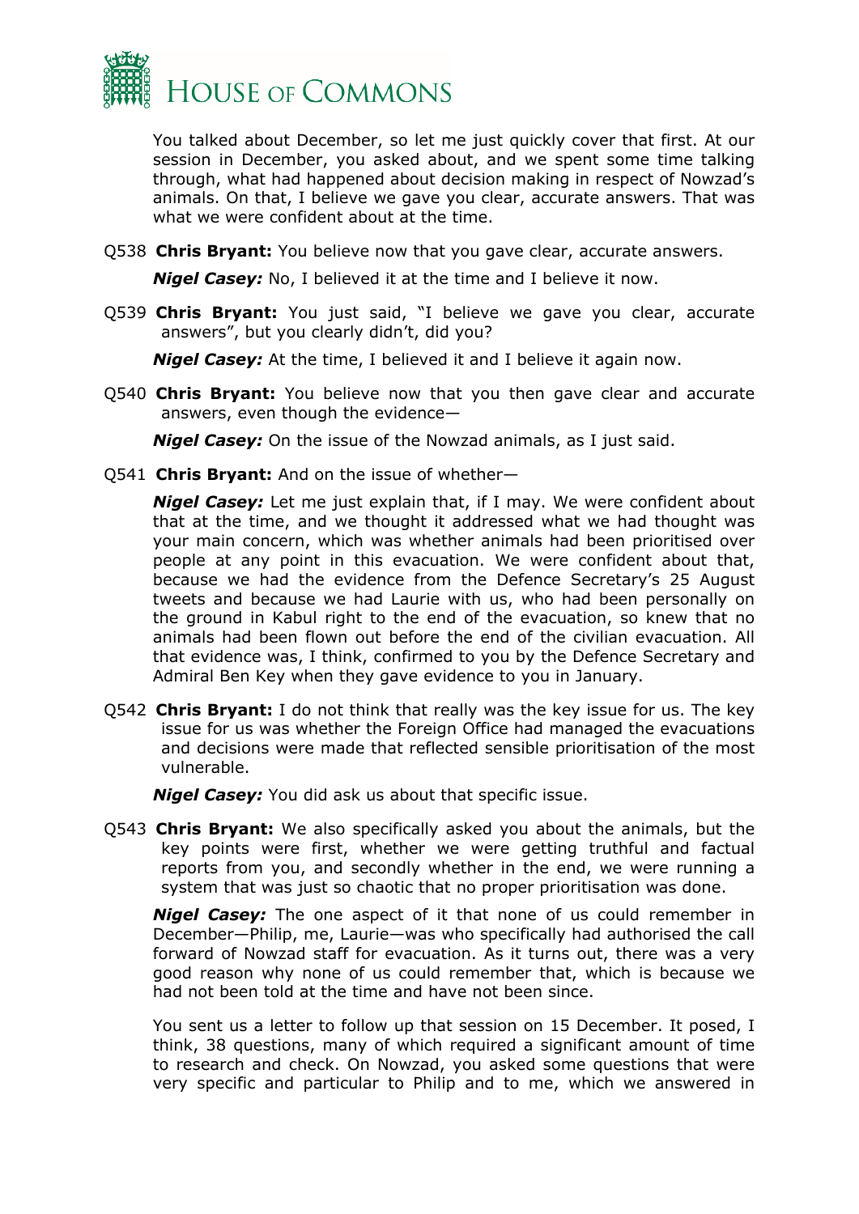You talked about December, so let me just quickly cover that first. At our session in December, you asked about, and we spent some time talking through, what had happened about decision making in respect of Nowzad's animals. On that, I believe we gave you clear, accurate answers. That was what we were confident about at the time.

Q538 **Chris Bryant:** You believe now that you gave clear, accurate answers.

***Nigel Casey:*** No, I believed it at the time and I believe it now.

Q539 **Chris Bryant:** You just said, "I believe we gave you clear, accurate answers", but you clearly didn't, did you?

***Nigel Casey:*** At the time, I believed it and I believe it again now.

Q540 **Chris Bryant:** You believe now that you then gave clear and accurate answers, even though the evidence—

***Nigel Casey:*** On the issue of the Nowzad animals, as I just said.

Q541 **Chris Bryant:** And on the issue of whether—

***Nigel Casey:*** Let me just explain that, if I may. We were confident about that at the time, and we thought it addressed what we had thought was your main concern, which was whether animals had been prioritised over people at any point in this evacuation. We were confident about that, because we had the evidence from the Defence Secretary's 25 August tweets and because we had Laurie with us, who had been personally on the ground in Kabul right to the end of the evacuation, so knew that no animals had been flown out before the end of the civilian evacuation. All that evidence was, I think, confirmed to you by the Defence Secretary and Admiral Ben Key when they gave evidence to you in January.

Q542 **Chris Bryant:** I do not think that really was the key issue for us. The key issue for us was whether the Foreign Office had managed the evacuations and decisions were made that reflected sensible prioritisation of the most vulnerable.

***Nigel Casey:*** You did ask us about that specific issue.

Q543 **Chris Bryant:** We also specifically asked you about the animals, but the key points were first, whether we were getting truthful and factual reports from you, and secondly whether in the end, we were running a system that was just so chaotic that no proper prioritisation was done.

***Nigel Casey:*** The one aspect of it that none of us could remember in December—Philip, me, Laurie—was who specifically had authorised the call forward of Nowzad staff for evacuation. As it turns out, there was a very good reason why none of us could remember that, which is because we had not been told at the time and have not been since.

You sent us a letter to follow up that session on 15 December. It posed, I think, 38 questions, many of which required a significant amount of time to research and check. On Nowzad, you asked some questions that were very specific and particular to Philip and to me, which we answered in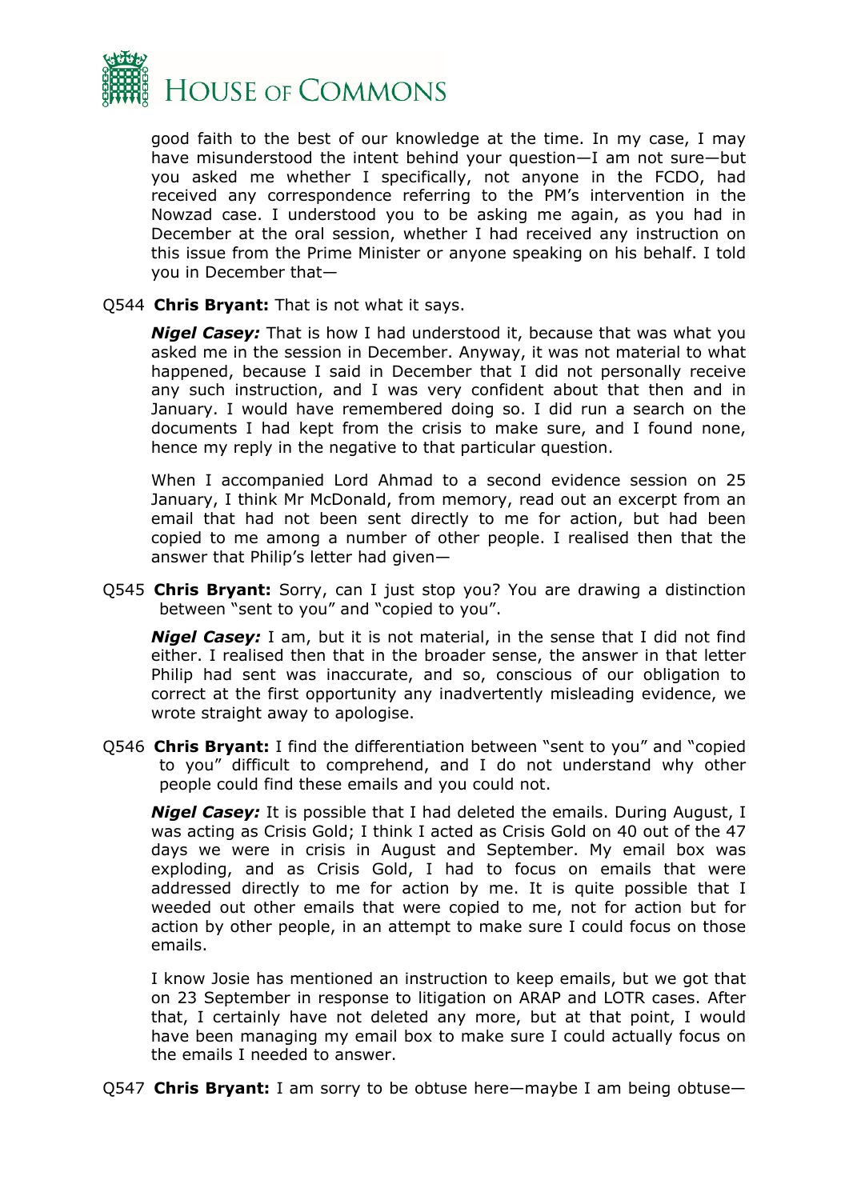good faith to the best of our knowledge at the time. In my case, I may have misunderstood the intent behind your question—I am not sure—but you asked me whether I specifically, not anyone in the FCDO, had received any correspondence referring to the PM's intervention in the Nowzad case. I understood you to be asking me again, as you had in December at the oral session, whether I had received any instruction on this issue from the Prime Minister or anyone speaking on his behalf. I told you in December that—

Q544 **Chris Bryant:** That is not what it says.

***Nigel Casey:*** That is how I had understood it, because that was what you asked me in the session in December. Anyway, it was not material to what happened, because I said in December that I did not personally receive any such instruction, and I was very confident about that then and in January. I would have remembered doing so. I did run a search on the documents I had kept from the crisis to make sure, and I found none, hence my reply in the negative to that particular question.

When I accompanied Lord Ahmad to a second evidence session on 25 January, I think Mr McDonald, from memory, read out an excerpt from an email that had not been sent directly to me for action, but had been copied to me among a number of other people. I realised then that the answer that Philip's letter had given—

Q545 **Chris Bryant:** Sorry, can I just stop you? You are drawing a distinction between "sent to you" and "copied to you".

***Nigel Casey:*** I am, but it is not material, in the sense that I did not find either. I realised then that in the broader sense, the answer in that letter Philip had sent was inaccurate, and so, conscious of our obligation to correct at the first opportunity any inadvertently misleading evidence, we wrote straight away to apologise.

Q546 **Chris Bryant:** I find the differentiation between "sent to you" and "copied to you" difficult to comprehend, and I do not understand why other people could find these emails and you could not.

***Nigel Casey:*** It is possible that I had deleted the emails. During August, I was acting as Crisis Gold; I think I acted as Crisis Gold on 40 out of the 47 days we were in crisis in August and September. My email box was exploding, and as Crisis Gold, I had to focus on emails that were addressed directly to me for action by me. It is quite possible that I weeded out other emails that were copied to me, not for action but for action by other people, in an attempt to make sure I could focus on those emails.

I know Josie has mentioned an instruction to keep emails, but we got that on 23 September in response to litigation on ARAP and LOTR cases. After that, I certainly have not deleted any more, but at that point, I would have been managing my email box to make sure I could actually focus on the emails I needed to answer.

Q547 **Chris Bryant:** I am sorry to be obtuse here—maybe I am being obtuse—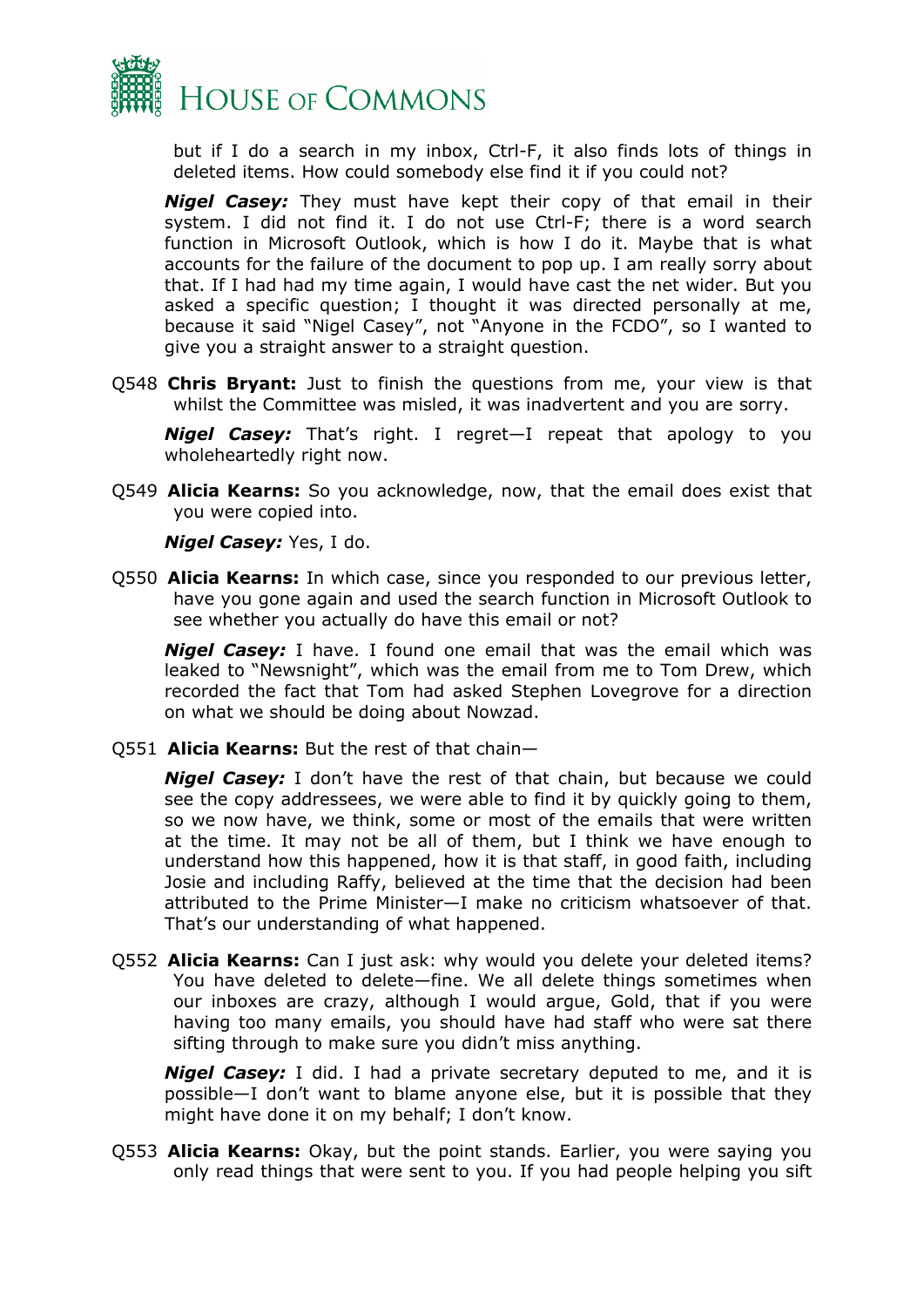but if I do a search in my inbox, Ctrl-F, it also finds lots of things in deleted items. How could somebody else find it if you could not?

***Nigel Casey:*** They must have kept their copy of that email in their system. I did not find it. I do not use Ctrl-F; there is a word search function in Microsoft Outlook, which is how I do it. Maybe that is what accounts for the failure of the document to pop up. I am really sorry about that. If I had had my time again, I would have cast the net wider. But you asked a specific question; I thought it was directed personally at me, because it said "Nigel Casey", not "Anyone in the FCDO", so I wanted to give you a straight answer to a straight question.

Q548 **Chris Bryant:** Just to finish the questions from me, your view is that whilst the Committee was misled, it was inadvertent and you are sorry.

***Nigel Casey:*** That's right. I regret—I repeat that apology to you wholeheartedly right now.

Q549 **Alicia Kearns:** So you acknowledge, now, that the email does exist that you were copied into.

***Nigel Casey:*** Yes, I do.

Q550 **Alicia Kearns:** In which case, since you responded to our previous letter, have you gone again and used the search function in Microsoft Outlook to see whether you actually do have this email or not?

***Nigel Casey:*** I have. I found one email that was the email which was leaked to "Newsnight", which was the email from me to Tom Drew, which recorded the fact that Tom had asked Stephen Lovegrove for a direction on what we should be doing about Nowzad.

Q551 **Alicia Kearns:** But the rest of that chain—

***Nigel Casey:*** I don't have the rest of that chain, but because we could see the copy addressees, we were able to find it by quickly going to them, so we now have, we think, some or most of the emails that were written at the time. It may not be all of them, but I think we have enough to understand how this happened, how it is that staff, in good faith, including Josie and including Raffy, believed at the time that the decision had been attributed to the Prime Minister—I make no criticism whatsoever of that. That's our understanding of what happened.

Q552 **Alicia Kearns:** Can I just ask: why would you delete your deleted items? You have deleted to delete—fine. We all delete things sometimes when our inboxes are crazy, although I would argue, Gold, that if you were having too many emails, you should have had staff who were sat there sifting through to make sure you didn't miss anything.

***Nigel Casey:*** I did. I had a private secretary deputed to me, and it is possible—I don't want to blame anyone else, but it is possible that they might have done it on my behalf; I don't know.

Q553 **Alicia Kearns:** Okay, but the point stands. Earlier, you were saying you only read things that were sent to you. If you had people helping you sift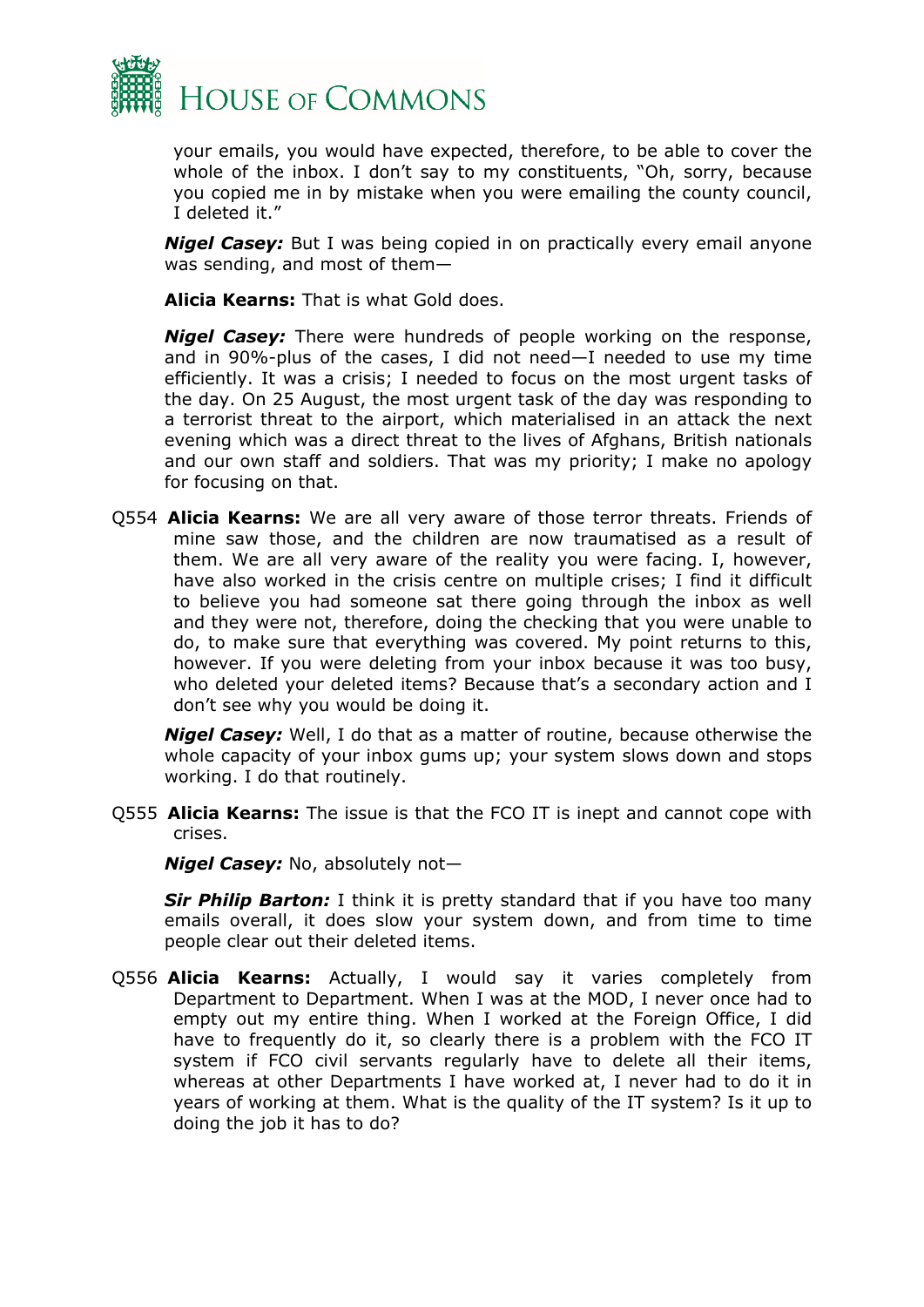your emails, you would have expected, therefore, to be able to cover the whole of the inbox. I don't say to my constituents, "Oh, sorry, because you copied me in by mistake when you were emailing the county council, I deleted it."

***Nigel Casey:*** But I was being copied in on practically every email anyone was sending, and most of them—

**Alicia Kearns:** That is what Gold does.

***Nigel Casey:*** There were hundreds of people working on the response, and in 90%-plus of the cases, I did not need—I needed to use my time efficiently. It was a crisis; I needed to focus on the most urgent tasks of the day. On 25 August, the most urgent task of the day was responding to a terrorist threat to the airport, which materialised in an attack the next evening which was a direct threat to the lives of Afghans, British nationals and our own staff and soldiers. That was my priority; I make no apology for focusing on that.

Q554 **Alicia Kearns:** We are all very aware of those terror threats. Friends of mine saw those, and the children are now traumatised as a result of them. We are all very aware of the reality you were facing. I, however, have also worked in the crisis centre on multiple crises; I find it difficult to believe you had someone sat there going through the inbox as well and they were not, therefore, doing the checking that you were unable to do, to make sure that everything was covered. My point returns to this, however. If you were deleting from your inbox because it was too busy, who deleted your deleted items? Because that's a secondary action and I don't see why you would be doing it.

***Nigel Casey:*** Well, I do that as a matter of routine, because otherwise the whole capacity of your inbox gums up; your system slows down and stops working. I do that routinely.

Q555 **Alicia Kearns:** The issue is that the FCO IT is inept and cannot cope with crises.

***Nigel Casey:*** No, absolutely not—

***Sir Philip Barton:*** I think it is pretty standard that if you have too many emails overall, it does slow your system down, and from time to time people clear out their deleted items.

Q556 **Alicia Kearns:** Actually, I would say it varies completely from Department to Department. When I was at the MOD, I never once had to empty out my entire thing. When I worked at the Foreign Office, I did have to frequently do it, so clearly there is a problem with the FCO IT system if FCO civil servants regularly have to delete all their items, whereas at other Departments I have worked at, I never had to do it in years of working at them. What is the quality of the IT system? Is it up to doing the job it has to do?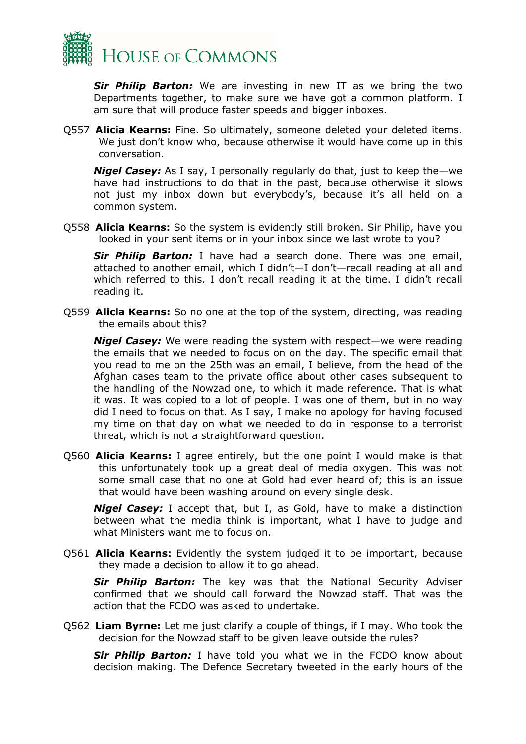***Sir Philip Barton:*** We are investing in new IT as we bring the two Departments together, to make sure we have got a common platform. I am sure that will produce faster speeds and bigger inboxes.

Q557 **Alicia Kearns:** Fine. So ultimately, someone deleted your deleted items. We just don't know who, because otherwise it would have come up in this conversation.

***Nigel Casey:*** As I say, I personally regularly do that, just to keep the—we have had instructions to do that in the past, because otherwise it slows not just my inbox down but everybody's, because it's all held on a common system.

Q558 **Alicia Kearns:** So the system is evidently still broken. Sir Philip, have you looked in your sent items or in your inbox since we last wrote to you?

***Sir Philip Barton:*** I have had a search done. There was one email, attached to another email, which I didn't—I don't—recall reading at all and which referred to this. I don't recall reading it at the time. I didn't recall reading it.

Q559 **Alicia Kearns:** So no one at the top of the system, directing, was reading the emails about this?

***Nigel Casey:*** We were reading the system with respect—we were reading the emails that we needed to focus on on the day. The specific email that you read to me on the 25th was an email, I believe, from the head of the Afghan cases team to the private office about other cases subsequent to the handling of the Nowzad one, to which it made reference. That is what it was. It was copied to a lot of people. I was one of them, but in no way did I need to focus on that. As I say, I make no apology for having focused my time on that day on what we needed to do in response to a terrorist threat, which is not a straightforward question.

Q560 **Alicia Kearns:** I agree entirely, but the one point I would make is that this unfortunately took up a great deal of media oxygen. This was not some small case that no one at Gold had ever heard of; this is an issue that would have been washing around on every single desk.

***Nigel Casey:*** I accept that, but I, as Gold, have to make a distinction between what the media think is important, what I have to judge and what Ministers want me to focus on.

Q561 **Alicia Kearns:** Evidently the system judged it to be important, because they made a decision to allow it to go ahead.

***Sir Philip Barton:*** The key was that the National Security Adviser confirmed that we should call forward the Nowzad staff. That was the action that the FCDO was asked to undertake.

Q562 **Liam Byrne:** Let me just clarify a couple of things, if I may. Who took the decision for the Nowzad staff to be given leave outside the rules?

***Sir Philip Barton:*** I have told you what we in the FCDO know about decision making. The Defence Secretary tweeted in the early hours of the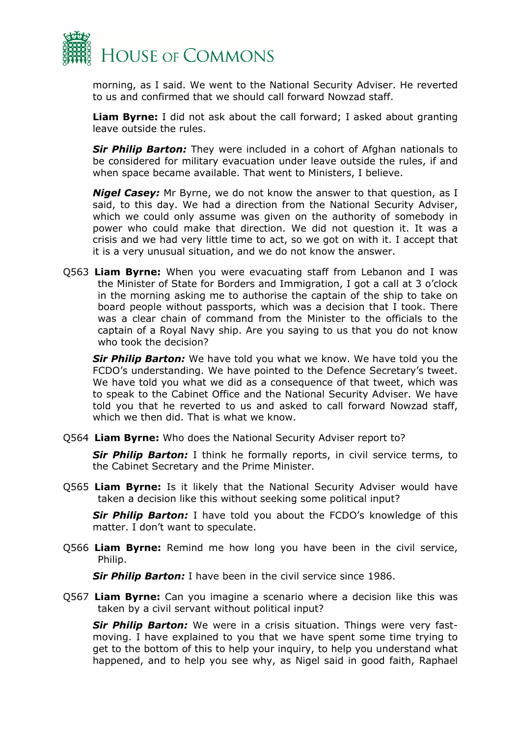morning, as I said. We went to the National Security Adviser. He reverted to us and confirmed that we should call forward Nowzad staff.

**Liam Byrne:** I did not ask about the call forward; I asked about granting leave outside the rules.

***Sir Philip Barton:*** They were included in a cohort of Afghan nationals to be considered for military evacuation under leave outside the rules, if and when space became available. That went to Ministers, I believe.

***Nigel Casey:*** Mr Byrne, we do not know the answer to that question, as I said, to this day. We had a direction from the National Security Adviser, which we could only assume was given on the authority of somebody in power who could make that direction. We did not question it. It was a crisis and we had very little time to act, so we got on with it. I accept that it is a very unusual situation, and we do not know the answer.

Q563 **Liam Byrne:** When you were evacuating staff from Lebanon and I was the Minister of State for Borders and Immigration, I got a call at 3 o'clock in the morning asking me to authorise the captain of the ship to take on board people without passports, which was a decision that I took. There was a clear chain of command from the Minister to the officials to the captain of a Royal Navy ship. Are you saying to us that you do not know who took the decision?

***Sir Philip Barton:*** We have told you what we know. We have told you the FCDO's understanding. We have pointed to the Defence Secretary's tweet. We have told you what we did as a consequence of that tweet, which was to speak to the Cabinet Office and the National Security Adviser. We have told you that he reverted to us and asked to call forward Nowzad staff, which we then did. That is what we know.

Q564 **Liam Byrne:** Who does the National Security Adviser report to?

***Sir Philip Barton:*** I think he formally reports, in civil service terms, to the Cabinet Secretary and the Prime Minister.

Q565 **Liam Byrne:** Is it likely that the National Security Adviser would have taken a decision like this without seeking some political input?

***Sir Philip Barton:*** I have told you about the FCDO's knowledge of this matter. I don't want to speculate.

Q566 **Liam Byrne:** Remind me how long you have been in the civil service, Philip.

***Sir Philip Barton:*** I have been in the civil service since 1986.

Q567 **Liam Byrne:** Can you imagine a scenario where a decision like this was taken by a civil servant without political input?

***Sir Philip Barton:*** We were in a crisis situation. Things were very fast-moving. I have explained to you that we have spent some time trying to get to the bottom of this to help your inquiry, to help you understand what happened, and to help you see why, as Nigel said in good faith, Raphael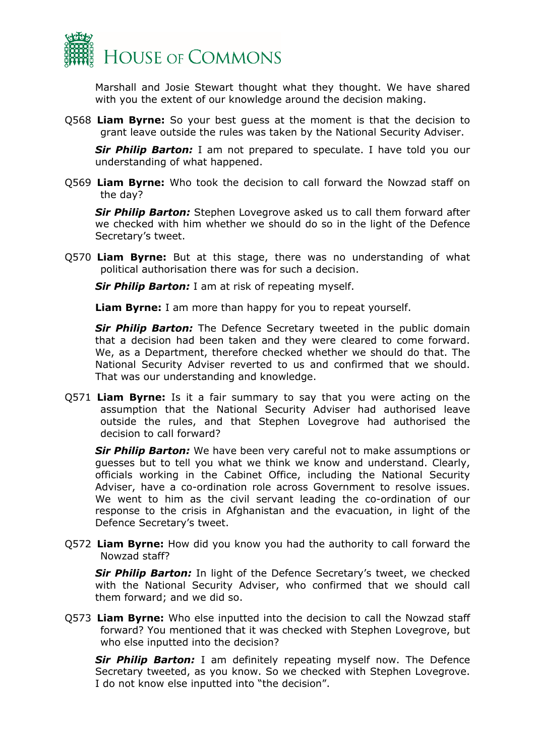Marshall and Josie Stewart thought what they thought. We have shared with you the extent of our knowledge around the decision making.

Q568 **Liam Byrne:** So your best guess at the moment is that the decision to grant leave outside the rules was taken by the National Security Adviser.

***Sir Philip Barton:*** I am not prepared to speculate. I have told you our understanding of what happened.

Q569 **Liam Byrne:** Who took the decision to call forward the Nowzad staff on the day?

***Sir Philip Barton:*** Stephen Lovegrove asked us to call them forward after we checked with him whether we should do so in the light of the Defence Secretary's tweet.

Q570 **Liam Byrne:** But at this stage, there was no understanding of what political authorisation there was for such a decision.

***Sir Philip Barton:*** I am at risk of repeating myself.

**Liam Byrne:** I am more than happy for you to repeat yourself.

***Sir Philip Barton:*** The Defence Secretary tweeted in the public domain that a decision had been taken and they were cleared to come forward. We, as a Department, therefore checked whether we should do that. The National Security Adviser reverted to us and confirmed that we should. That was our understanding and knowledge.

Q571 **Liam Byrne:** Is it a fair summary to say that you were acting on the assumption that the National Security Adviser had authorised leave outside the rules, and that Stephen Lovegrove had authorised the decision to call forward?

***Sir Philip Barton:*** We have been very careful not to make assumptions or guesses but to tell you what we think we know and understand. Clearly, officials working in the Cabinet Office, including the National Security Adviser, have a co-ordination role across Government to resolve issues. We went to him as the civil servant leading the co-ordination of our response to the crisis in Afghanistan and the evacuation, in light of the Defence Secretary's tweet.

Q572 **Liam Byrne:** How did you know you had the authority to call forward the Nowzad staff?

***Sir Philip Barton:*** In light of the Defence Secretary's tweet, we checked with the National Security Adviser, who confirmed that we should call them forward; and we did so.

Q573 **Liam Byrne:** Who else inputted into the decision to call the Nowzad staff forward? You mentioned that it was checked with Stephen Lovegrove, but who else inputted into the decision?

***Sir Philip Barton:*** I am definitely repeating myself now. The Defence Secretary tweeted, as you know. So we checked with Stephen Lovegrove. I do not know else inputted into "the decision".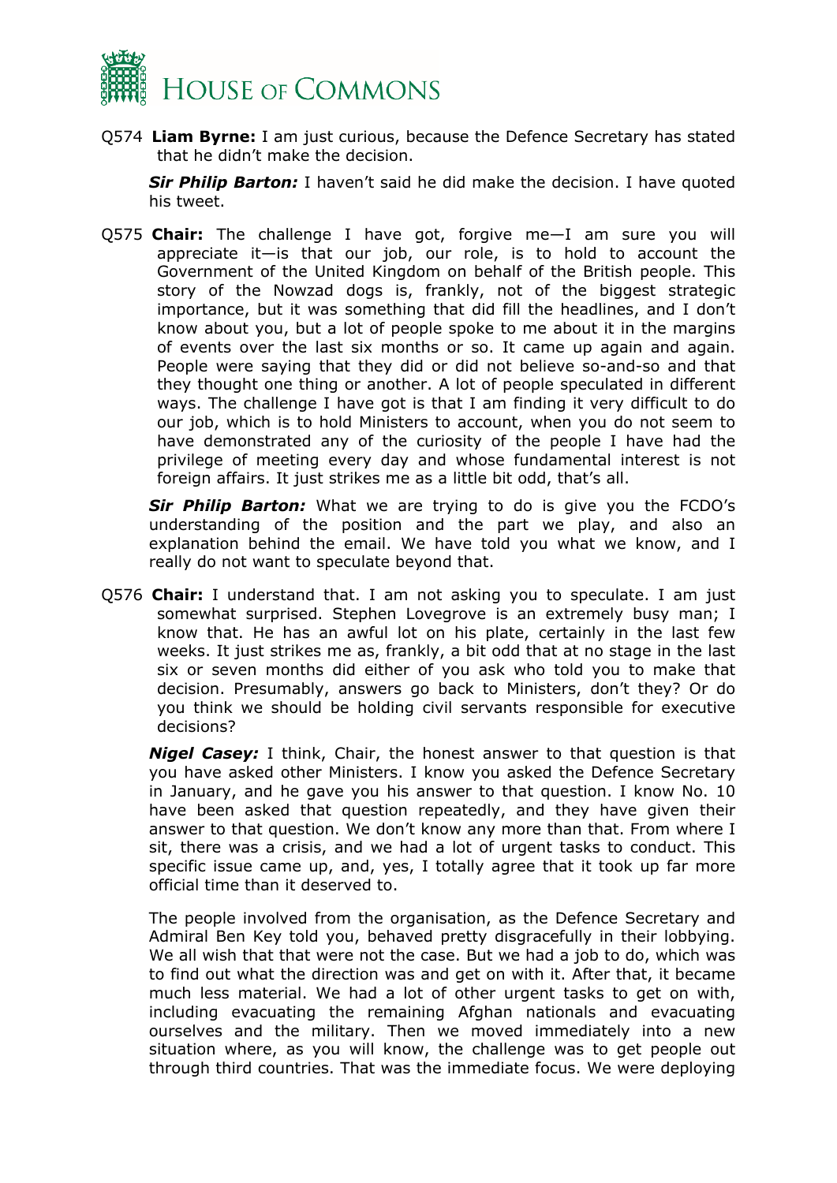Q574 **Liam Byrne:** I am just curious, because the Defence Secretary has stated that he didn't make the decision.

***Sir Philip Barton:*** I haven't said he did make the decision. I have quoted his tweet.

Q575 **Chair:** The challenge I have got, forgive me—I am sure you will appreciate it—is that our job, our role, is to hold to account the Government of the United Kingdom on behalf of the British people. This story of the Nowzad dogs is, frankly, not of the biggest strategic importance, but it was something that did fill the headlines, and I don't know about you, but a lot of people spoke to me about it in the margins of events over the last six months or so. It came up again and again. People were saying that they did or did not believe so-and-so and that they thought one thing or another. A lot of people speculated in different ways. The challenge I have got is that I am finding it very difficult to do our job, which is to hold Ministers to account, when you do not seem to have demonstrated any of the curiosity of the people I have had the privilege of meeting every day and whose fundamental interest is not foreign affairs. It just strikes me as a little bit odd, that's all.

***Sir Philip Barton:*** What we are trying to do is give you the FCDO's understanding of the position and the part we play, and also an explanation behind the email. We have told you what we know, and I really do not want to speculate beyond that.

Q576 **Chair:** I understand that. I am not asking you to speculate. I am just somewhat surprised. Stephen Lovegrove is an extremely busy man; I know that. He has an awful lot on his plate, certainly in the last few weeks. It just strikes me as, frankly, a bit odd that at no stage in the last six or seven months did either of you ask who told you to make that decision. Presumably, answers go back to Ministers, don't they? Or do you think we should be holding civil servants responsible for executive decisions?

***Nigel Casey:*** I think, Chair, the honest answer to that question is that you have asked other Ministers. I know you asked the Defence Secretary in January, and he gave you his answer to that question. I know No. 10 have been asked that question repeatedly, and they have given their answer to that question. We don't know any more than that. From where I sit, there was a crisis, and we had a lot of urgent tasks to conduct. This specific issue came up, and, yes, I totally agree that it took up far more official time than it deserved to.

The people involved from the organisation, as the Defence Secretary and Admiral Ben Key told you, behaved pretty disgracefully in their lobbying. We all wish that that were not the case. But we had a job to do, which was to find out what the direction was and get on with it. After that, it became much less material. We had a lot of other urgent tasks to get on with, including evacuating the remaining Afghan nationals and evacuating ourselves and the military. Then we moved immediately into a new situation where, as you will know, the challenge was to get people out through third countries. That was the immediate focus. We were deploying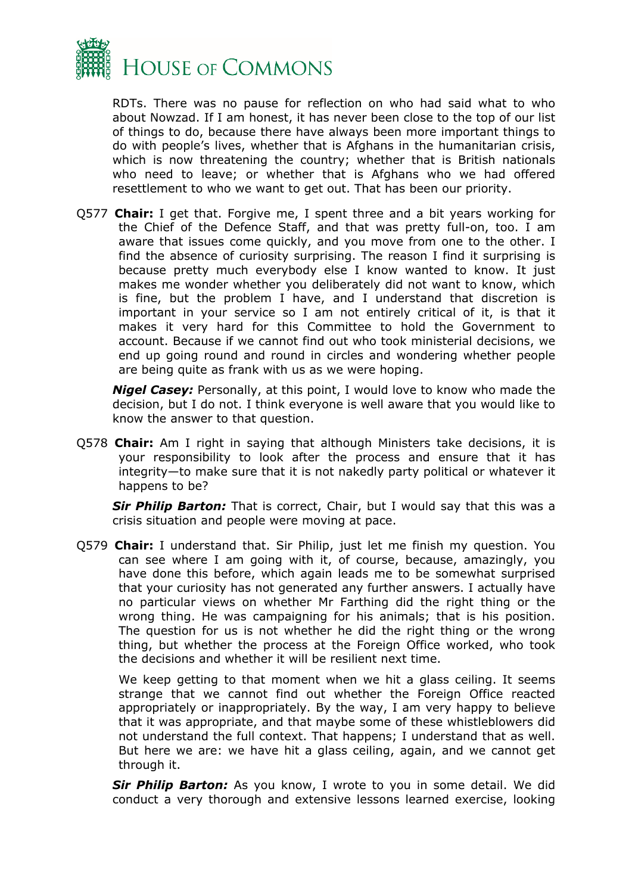RDTs. There was no pause for reflection on who had said what to who about Nowzad. If I am honest, it has never been close to the top of our list of things to do, because there have always been more important things to do with people's lives, whether that is Afghans in the humanitarian crisis, which is now threatening the country; whether that is British nationals who need to leave; or whether that is Afghans who we had offered resettlement to who we want to get out. That has been our priority.

Q577 **Chair:** I get that. Forgive me, I spent three and a bit years working for the Chief of the Defence Staff, and that was pretty full-on, too. I am aware that issues come quickly, and you move from one to the other. I find the absence of curiosity surprising. The reason I find it surprising is because pretty much everybody else I know wanted to know. It just makes me wonder whether you deliberately did not want to know, which is fine, but the problem I have, and I understand that discretion is important in your service so I am not entirely critical of it, is that it makes it very hard for this Committee to hold the Government to account. Because if we cannot find out who took ministerial decisions, we end up going round and round in circles and wondering whether people are being quite as frank with us as we were hoping.

***Nigel Casey:*** Personally, at this point, I would love to know who made the decision, but I do not. I think everyone is well aware that you would like to know the answer to that question.

Q578 **Chair:** Am I right in saying that although Ministers take decisions, it is your responsibility to look after the process and ensure that it has integrity—to make sure that it is not nakedly party political or whatever it happens to be?

***Sir Philip Barton:*** That is correct, Chair, but I would say that this was a crisis situation and people were moving at pace.

Q579 **Chair:** I understand that. Sir Philip, just let me finish my question. You can see where I am going with it, of course, because, amazingly, you have done this before, which again leads me to be somewhat surprised that your curiosity has not generated any further answers. I actually have no particular views on whether Mr Farthing did the right thing or the wrong thing. He was campaigning for his animals; that is his position. The question for us is not whether he did the right thing or the wrong thing, but whether the process at the Foreign Office worked, who took the decisions and whether it will be resilient next time.

We keep getting to that moment when we hit a glass ceiling. It seems strange that we cannot find out whether the Foreign Office reacted appropriately or inappropriately. By the way, I am very happy to believe that it was appropriate, and that maybe some of these whistleblowers did not understand the full context. That happens; I understand that as well. But here we are: we have hit a glass ceiling, again, and we cannot get through it.

***Sir Philip Barton:*** As you know, I wrote to you in some detail. We did conduct a very thorough and extensive lessons learned exercise, looking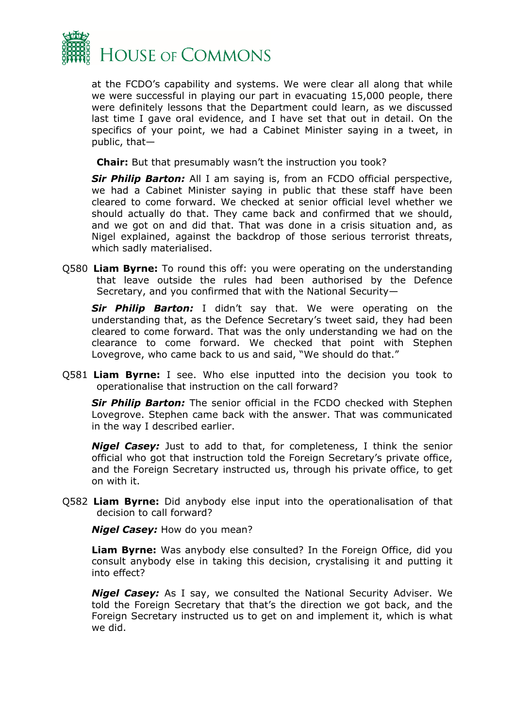at the FCDO's capability and systems. We were clear all along that while we were successful in playing our part in evacuating 15,000 people, there were definitely lessons that the Department could learn, as we discussed last time I gave oral evidence, and I have set that out in detail. On the specifics of your point, we had a Cabinet Minister saying in a tweet, in public, that—

**Chair:** But that presumably wasn't the instruction you took?

***Sir Philip Barton:*** All I am saying is, from an FCDO official perspective, we had a Cabinet Minister saying in public that these staff have been cleared to come forward. We checked at senior official level whether we should actually do that. They came back and confirmed that we should, and we got on and did that. That was done in a crisis situation and, as Nigel explained, against the backdrop of those serious terrorist threats, which sadly materialised.

Q580 **Liam Byrne:** To round this off: you were operating on the understanding that leave outside the rules had been authorised by the Defence Secretary, and you confirmed that with the National Security—

***Sir Philip Barton:*** I didn't say that. We were operating on the understanding that, as the Defence Secretary's tweet said, they had been cleared to come forward. That was the only understanding we had on the clearance to come forward. We checked that point with Stephen Lovegrove, who came back to us and said, "We should do that."

Q581 **Liam Byrne:** I see. Who else inputted into the decision you took to operationalise that instruction on the call forward?

***Sir Philip Barton:*** The senior official in the FCDO checked with Stephen Lovegrove. Stephen came back with the answer. That was communicated in the way I described earlier.

***Nigel Casey:*** Just to add to that, for completeness, I think the senior official who got that instruction told the Foreign Secretary's private office, and the Foreign Secretary instructed us, through his private office, to get on with it.

Q582 **Liam Byrne:** Did anybody else input into the operationalisation of that decision to call forward?

***Nigel Casey:*** How do you mean?

**Liam Byrne:** Was anybody else consulted? In the Foreign Office, did you consult anybody else in taking this decision, crystalising it and putting it into effect?

***Nigel Casey:*** As I say, we consulted the National Security Adviser. We told the Foreign Secretary that that's the direction we got back, and the Foreign Secretary instructed us to get on and implement it, which is what we did.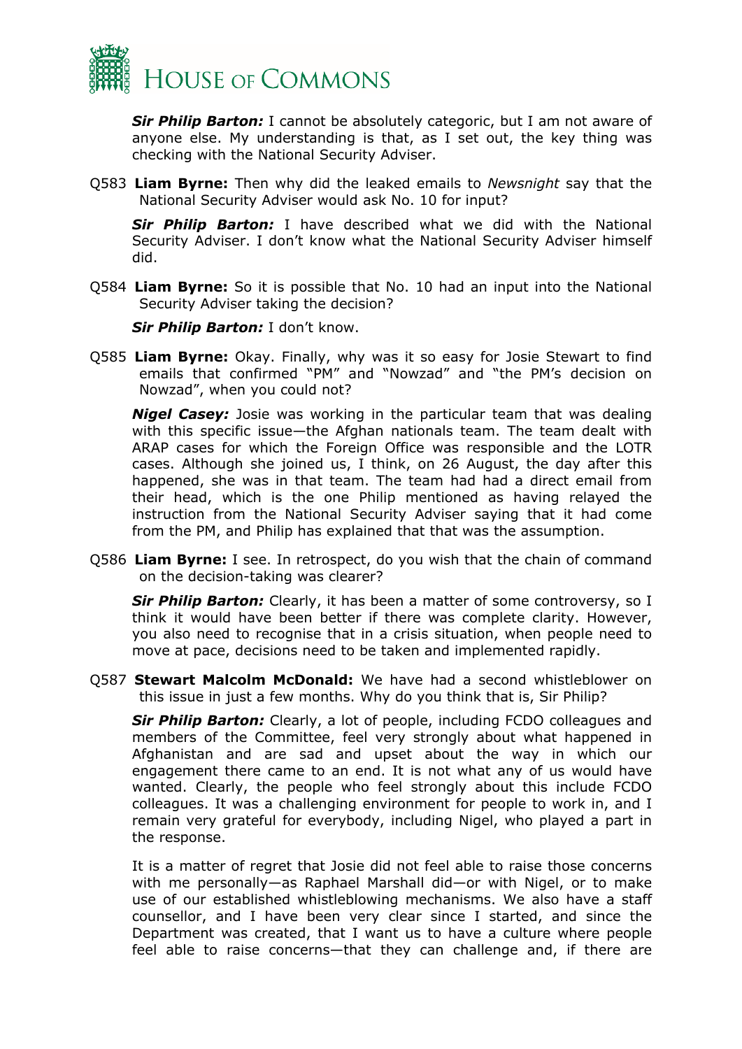***Sir Philip Barton:*** I cannot be absolutely categoric, but I am not aware of anyone else. My understanding is that, as I set out, the key thing was checking with the National Security Adviser.

Q583 **Liam Byrne:** Then why did the leaked emails to *Newsnight* say that the National Security Adviser would ask No. 10 for input?

***Sir Philip Barton:*** I have described what we did with the National Security Adviser. I don't know what the National Security Adviser himself did.

Q584 **Liam Byrne:** So it is possible that No. 10 had an input into the National Security Adviser taking the decision?

***Sir Philip Barton:*** I don't know.

Q585 **Liam Byrne:** Okay. Finally, why was it so easy for Josie Stewart to find emails that confirmed "PM" and "Nowzad" and "the PM's decision on Nowzad", when you could not?

***Nigel Casey:*** Josie was working in the particular team that was dealing with this specific issue—the Afghan nationals team. The team dealt with ARAP cases for which the Foreign Office was responsible and the LOTR cases. Although she joined us, I think, on 26 August, the day after this happened, she was in that team. The team had had a direct email from their head, which is the one Philip mentioned as having relayed the instruction from the National Security Adviser saying that it had come from the PM, and Philip has explained that that was the assumption.

Q586 **Liam Byrne:** I see. In retrospect, do you wish that the chain of command on the decision-taking was clearer?

***Sir Philip Barton:*** Clearly, it has been a matter of some controversy, so I think it would have been better if there was complete clarity. However, you also need to recognise that in a crisis situation, when people need to move at pace, decisions need to be taken and implemented rapidly.

Q587 **Stewart Malcolm McDonald:** We have had a second whistleblower on this issue in just a few months. Why do you think that is, Sir Philip?

***Sir Philip Barton:*** Clearly, a lot of people, including FCDO colleagues and members of the Committee, feel very strongly about what happened in Afghanistan and are sad and upset about the way in which our engagement there came to an end. It is not what any of us would have wanted. Clearly, the people who feel strongly about this include FCDO colleagues. It was a challenging environment for people to work in, and I remain very grateful for everybody, including Nigel, who played a part in the response.

It is a matter of regret that Josie did not feel able to raise those concerns with me personally—as Raphael Marshall did—or with Nigel, or to make use of our established whistleblowing mechanisms. We also have a staff counsellor, and I have been very clear since I started, and since the Department was created, that I want us to have a culture where people feel able to raise concerns—that they can challenge and, if there are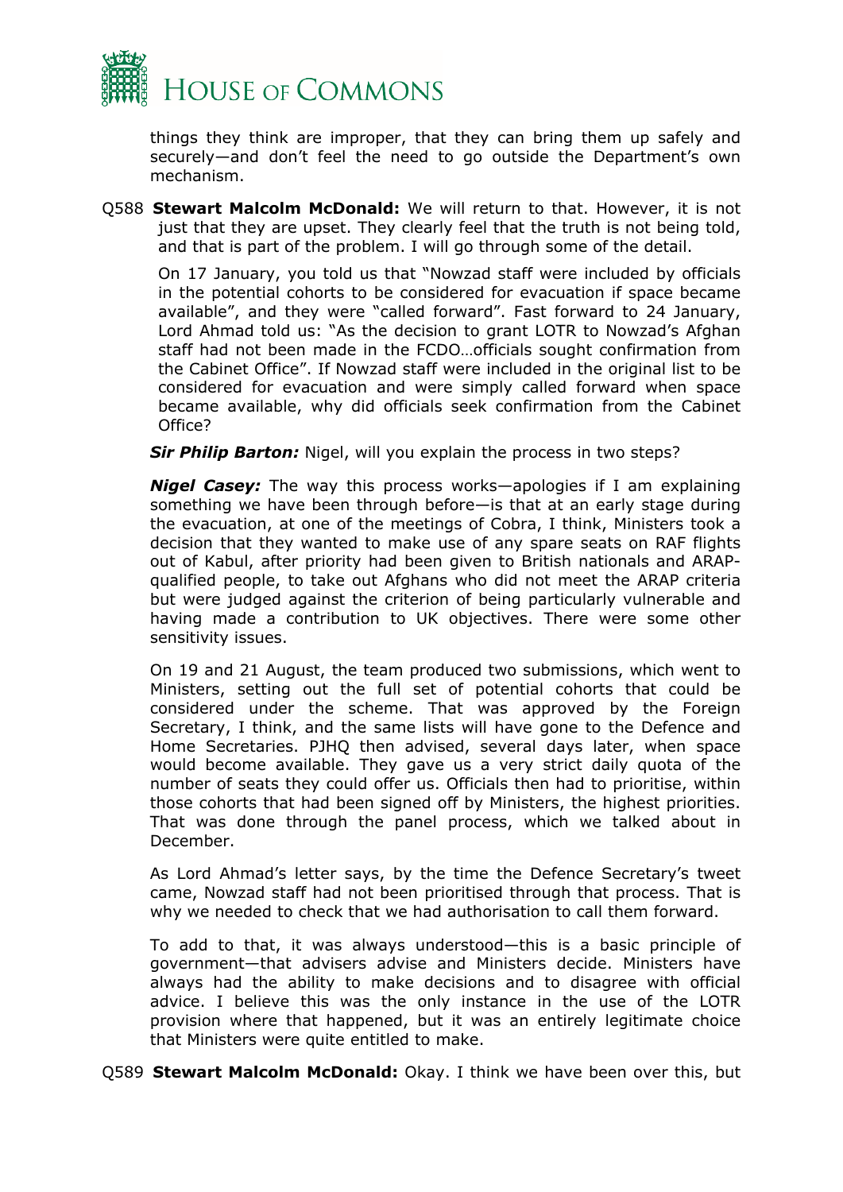things they think are improper, that they can bring them up safely and securely—and don't feel the need to go outside the Department's own mechanism.

Q588 **Stewart Malcolm McDonald:** We will return to that. However, it is not just that they are upset. They clearly feel that the truth is not being told, and that is part of the problem. I will go through some of the detail.

On 17 January, you told us that "Nowzad staff were included by officials in the potential cohorts to be considered for evacuation if space became available", and they were "called forward". Fast forward to 24 January, Lord Ahmad told us: "As the decision to grant LOTR to Nowzad's Afghan staff had not been made in the FCDO…officials sought confirmation from the Cabinet Office". If Nowzad staff were included in the original list to be considered for evacuation and were simply called forward when space became available, why did officials seek confirmation from the Cabinet Office?

***Sir Philip Barton:*** Nigel, will you explain the process in two steps?

***Nigel Casey:*** The way this process works—apologies if I am explaining something we have been through before—is that at an early stage during the evacuation, at one of the meetings of Cobra, I think, Ministers took a decision that they wanted to make use of any spare seats on RAF flights out of Kabul, after priority had been given to British nationals and ARAP-qualified people, to take out Afghans who did not meet the ARAP criteria but were judged against the criterion of being particularly vulnerable and having made a contribution to UK objectives. There were some other sensitivity issues.

On 19 and 21 August, the team produced two submissions, which went to Ministers, setting out the full set of potential cohorts that could be considered under the scheme. That was approved by the Foreign Secretary, I think, and the same lists will have gone to the Defence and Home Secretaries. PJHQ then advised, several days later, when space would become available. They gave us a very strict daily quota of the number of seats they could offer us. Officials then had to prioritise, within those cohorts that had been signed off by Ministers, the highest priorities. That was done through the panel process, which we talked about in December.

As Lord Ahmad's letter says, by the time the Defence Secretary's tweet came, Nowzad staff had not been prioritised through that process. That is why we needed to check that we had authorisation to call them forward.

To add to that, it was always understood—this is a basic principle of government—that advisers advise and Ministers decide. Ministers have always had the ability to make decisions and to disagree with official advice. I believe this was the only instance in the use of the LOTR provision where that happened, but it was an entirely legitimate choice that Ministers were quite entitled to make.

Q589 **Stewart Malcolm McDonald:** Okay. I think we have been over this, but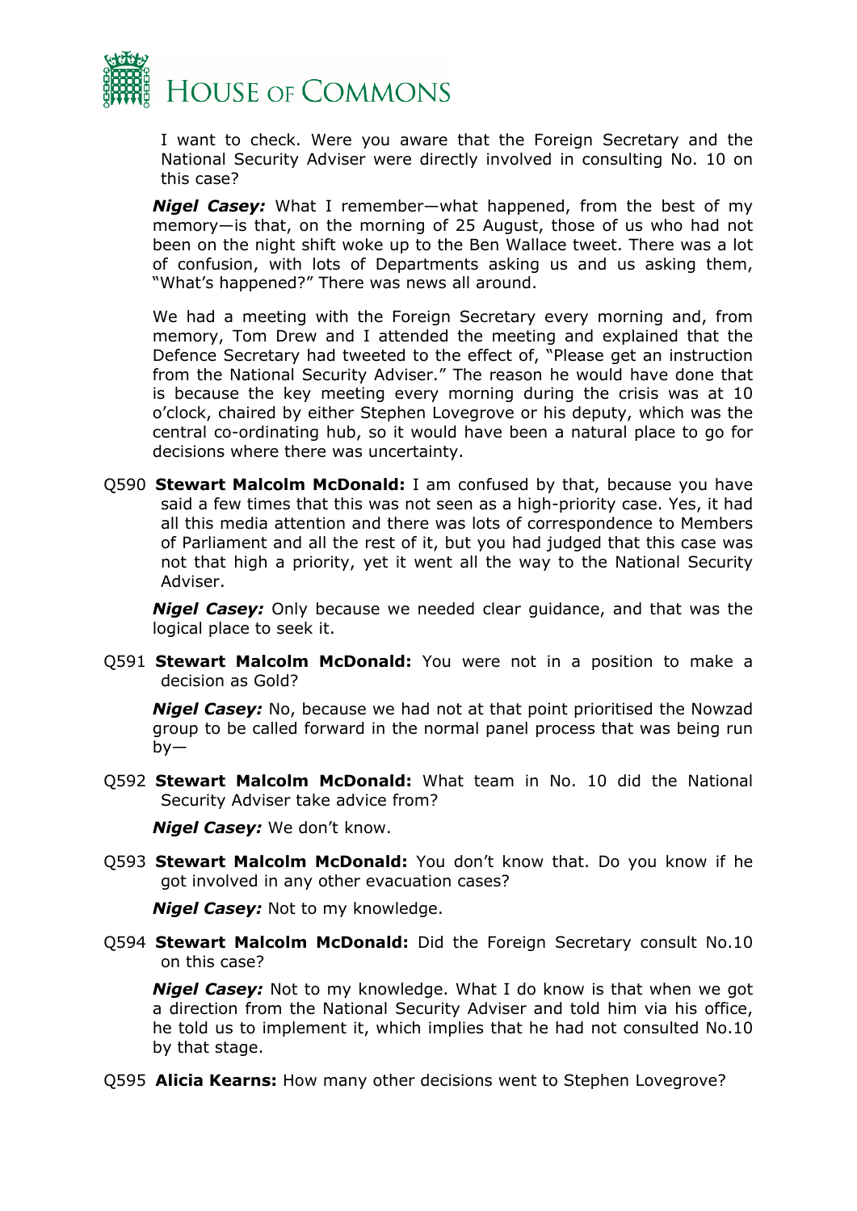I want to check. Were you aware that the Foreign Secretary and the National Security Adviser were directly involved in consulting No. 10 on this case?

***Nigel Casey:*** What I remember—what happened, from the best of my memory—is that, on the morning of 25 August, those of us who had not been on the night shift woke up to the Ben Wallace tweet. There was a lot of confusion, with lots of Departments asking us and us asking them, "What's happened?" There was news all around.

We had a meeting with the Foreign Secretary every morning and, from memory, Tom Drew and I attended the meeting and explained that the Defence Secretary had tweeted to the effect of, "Please get an instruction from the National Security Adviser." The reason he would have done that is because the key meeting every morning during the crisis was at 10 o'clock, chaired by either Stephen Lovegrove or his deputy, which was the central co-ordinating hub, so it would have been a natural place to go for decisions where there was uncertainty.

Q590 **Stewart Malcolm McDonald:** I am confused by that, because you have said a few times that this was not seen as a high-priority case. Yes, it had all this media attention and there was lots of correspondence to Members of Parliament and all the rest of it, but you had judged that this case was not that high a priority, yet it went all the way to the National Security Adviser.

***Nigel Casey:*** Only because we needed clear guidance, and that was the logical place to seek it.

Q591 **Stewart Malcolm McDonald:** You were not in a position to make a decision as Gold?

***Nigel Casey:*** No, because we had not at that point prioritised the Nowzad group to be called forward in the normal panel process that was being run by—

Q592 **Stewart Malcolm McDonald:** What team in No. 10 did the National Security Adviser take advice from?

***Nigel Casey:*** We don't know.

Q593 **Stewart Malcolm McDonald:** You don't know that. Do you know if he got involved in any other evacuation cases?

***Nigel Casey:*** Not to my knowledge.

Q594 **Stewart Malcolm McDonald:** Did the Foreign Secretary consult No.10 on this case?

***Nigel Casey:*** Not to my knowledge. What I do know is that when we got a direction from the National Security Adviser and told him via his office, he told us to implement it, which implies that he had not consulted No.10 by that stage.

Q595 **Alicia Kearns:** How many other decisions went to Stephen Lovegrove?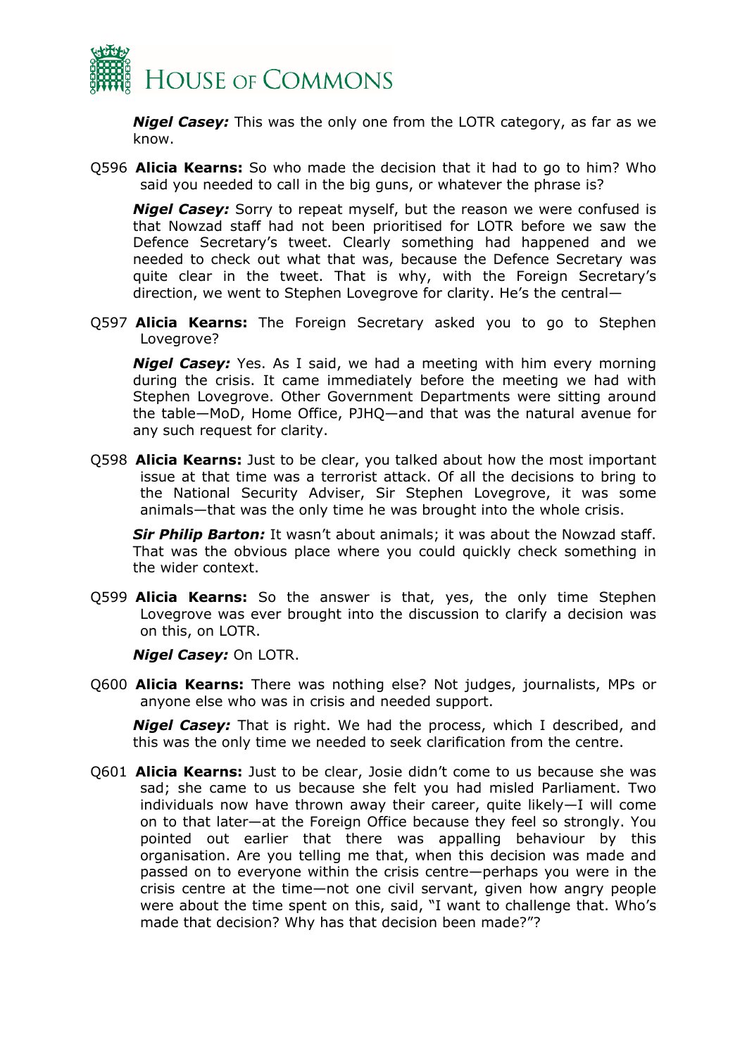***Nigel Casey:*** This was the only one from the LOTR category, as far as we know.

Q596 **Alicia Kearns:** So who made the decision that it had to go to him? Who said you needed to call in the big guns, or whatever the phrase is?

***Nigel Casey:*** Sorry to repeat myself, but the reason we were confused is that Nowzad staff had not been prioritised for LOTR before we saw the Defence Secretary's tweet. Clearly something had happened and we needed to check out what that was, because the Defence Secretary was quite clear in the tweet. That is why, with the Foreign Secretary's direction, we went to Stephen Lovegrove for clarity. He's the central—

Q597 **Alicia Kearns:** The Foreign Secretary asked you to go to Stephen Lovegrove?

***Nigel Casey:*** Yes. As I said, we had a meeting with him every morning during the crisis. It came immediately before the meeting we had with Stephen Lovegrove. Other Government Departments were sitting around the table—MoD, Home Office, PJHQ—and that was the natural avenue for any such request for clarity.

Q598 **Alicia Kearns:** Just to be clear, you talked about how the most important issue at that time was a terrorist attack. Of all the decisions to bring to the National Security Adviser, Sir Stephen Lovegrove, it was some animals—that was the only time he was brought into the whole crisis.

***Sir Philip Barton:*** It wasn't about animals; it was about the Nowzad staff. That was the obvious place where you could quickly check something in the wider context.

Q599 **Alicia Kearns:** So the answer is that, yes, the only time Stephen Lovegrove was ever brought into the discussion to clarify a decision was on this, on LOTR.

***Nigel Casey:*** On LOTR.

Q600 **Alicia Kearns:** There was nothing else? Not judges, journalists, MPs or anyone else who was in crisis and needed support.

***Nigel Casey:*** That is right. We had the process, which I described, and this was the only time we needed to seek clarification from the centre.

Q601 **Alicia Kearns:** Just to be clear, Josie didn't come to us because she was sad; she came to us because she felt you had misled Parliament. Two individuals now have thrown away their career, quite likely—I will come on to that later—at the Foreign Office because they feel so strongly. You pointed out earlier that there was appalling behaviour by this organisation. Are you telling me that, when this decision was made and passed on to everyone within the crisis centre—perhaps you were in the crisis centre at the time—not one civil servant, given how angry people were about the time spent on this, said, "I want to challenge that. Who's made that decision? Why has that decision been made?"?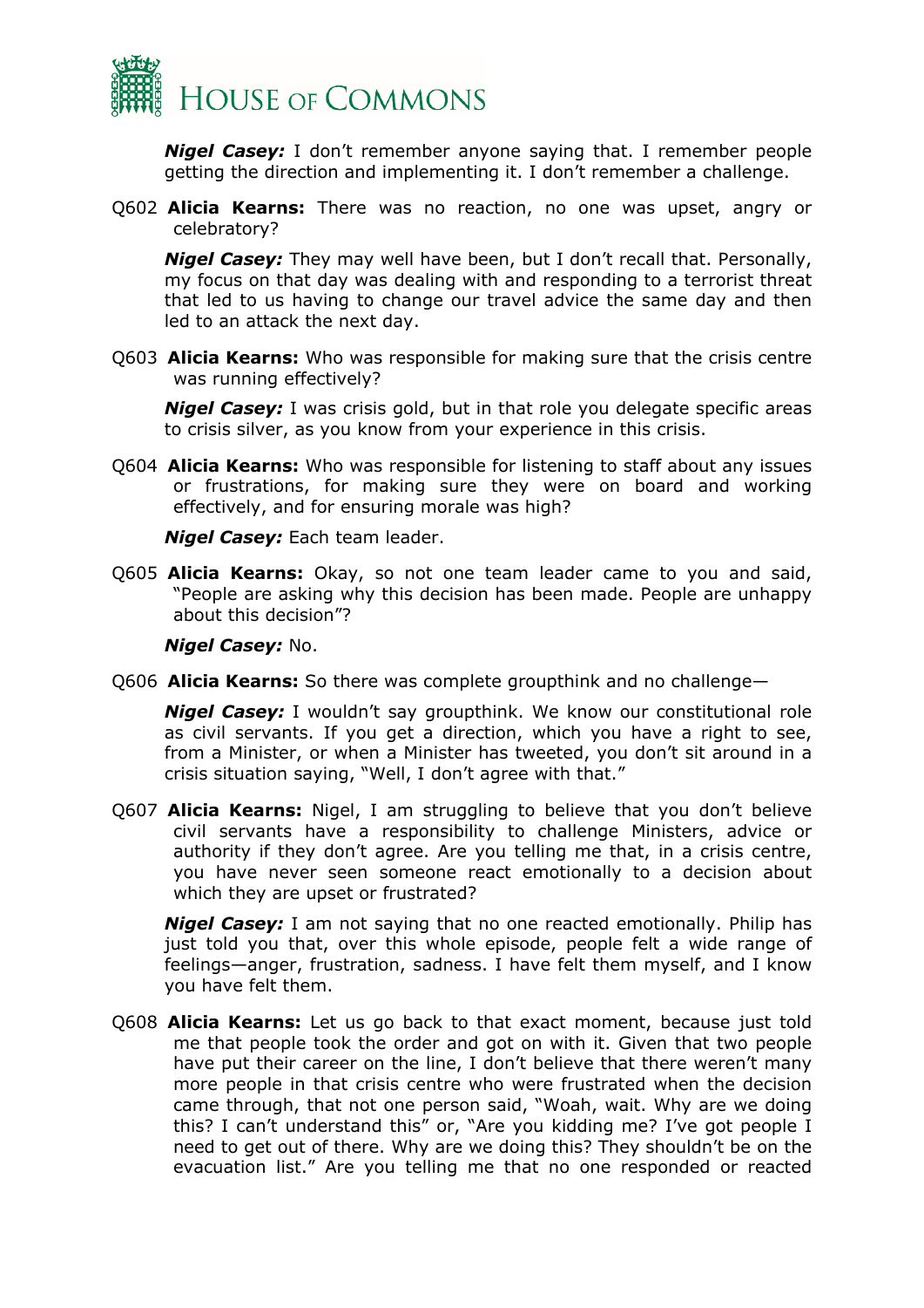***Nigel Casey:*** I don't remember anyone saying that. I remember people getting the direction and implementing it. I don't remember a challenge.

Q602 **Alicia Kearns:** There was no reaction, no one was upset, angry or celebratory?

***Nigel Casey:*** They may well have been, but I don't recall that. Personally, my focus on that day was dealing with and responding to a terrorist threat that led to us having to change our travel advice the same day and then led to an attack the next day.

Q603 **Alicia Kearns:** Who was responsible for making sure that the crisis centre was running effectively?

***Nigel Casey:*** I was crisis gold, but in that role you delegate specific areas to crisis silver, as you know from your experience in this crisis.

Q604 **Alicia Kearns:** Who was responsible for listening to staff about any issues or frustrations, for making sure they were on board and working effectively, and for ensuring morale was high?

***Nigel Casey:*** Each team leader.

Q605 **Alicia Kearns:** Okay, so not one team leader came to you and said, "People are asking why this decision has been made. People are unhappy about this decision"?

***Nigel Casey:*** No.

Q606 **Alicia Kearns:** So there was complete groupthink and no challenge—

***Nigel Casey:*** I wouldn't say groupthink. We know our constitutional role as civil servants. If you get a direction, which you have a right to see, from a Minister, or when a Minister has tweeted, you don't sit around in a crisis situation saying, "Well, I don't agree with that."

Q607 **Alicia Kearns:** Nigel, I am struggling to believe that you don't believe civil servants have a responsibility to challenge Ministers, advice or authority if they don't agree. Are you telling me that, in a crisis centre, you have never seen someone react emotionally to a decision about which they are upset or frustrated?

***Nigel Casey:*** I am not saying that no one reacted emotionally. Philip has just told you that, over this whole episode, people felt a wide range of feelings—anger, frustration, sadness. I have felt them myself, and I know you have felt them.

Q608 **Alicia Kearns:** Let us go back to that exact moment, because just told me that people took the order and got on with it. Given that two people have put their career on the line, I don't believe that there weren't many more people in that crisis centre who were frustrated when the decision came through, that not one person said, "Woah, wait. Why are we doing this? I can't understand this" or, "Are you kidding me? I've got people I need to get out of there. Why are we doing this? They shouldn't be on the evacuation list." Are you telling me that no one responded or reacted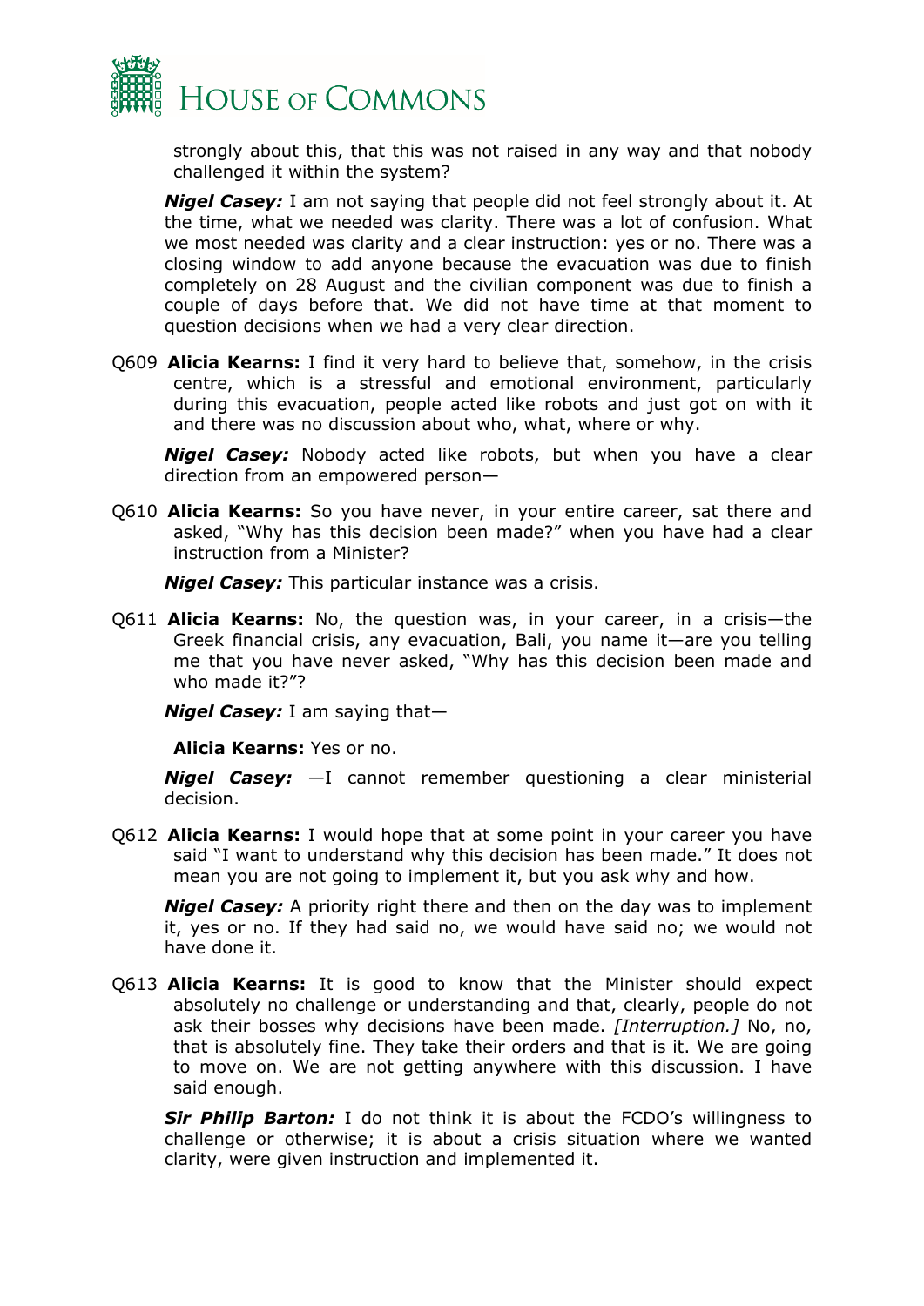strongly about this, that this was not raised in any way and that nobody challenged it within the system?

***Nigel Casey:*** I am not saying that people did not feel strongly about it. At the time, what we needed was clarity. There was a lot of confusion. What we most needed was clarity and a clear instruction: yes or no. There was a closing window to add anyone because the evacuation was due to finish completely on 28 August and the civilian component was due to finish a couple of days before that. We did not have time at that moment to question decisions when we had a very clear direction.

Q609 **Alicia Kearns:** I find it very hard to believe that, somehow, in the crisis centre, which is a stressful and emotional environment, particularly during this evacuation, people acted like robots and just got on with it and there was no discussion about who, what, where or why.

***Nigel Casey:*** Nobody acted like robots, but when you have a clear direction from an empowered person—

Q610 **Alicia Kearns:** So you have never, in your entire career, sat there and asked, "Why has this decision been made?" when you have had a clear instruction from a Minister?

***Nigel Casey:*** This particular instance was a crisis.

Q611 **Alicia Kearns:** No, the question was, in your career, in a crisis—the Greek financial crisis, any evacuation, Bali, you name it—are you telling me that you have never asked, "Why has this decision been made and who made it?"?

***Nigel Casey:*** I am saying that—

**Alicia Kearns:** Yes or no.

***Nigel Casey:*** —I cannot remember questioning a clear ministerial decision.

Q612 **Alicia Kearns:** I would hope that at some point in your career you have said "I want to understand why this decision has been made." It does not mean you are not going to implement it, but you ask why and how.

***Nigel Casey:*** A priority right there and then on the day was to implement it, yes or no. If they had said no, we would have said no; we would not have done it.

Q613 **Alicia Kearns:** It is good to know that the Minister should expect absolutely no challenge or understanding and that, clearly, people do not ask their bosses why decisions have been made. *[Interruption.]* No, no, that is absolutely fine. They take their orders and that is it. We are going to move on. We are not getting anywhere with this discussion. I have said enough.

***Sir Philip Barton:*** I do not think it is about the FCDO's willingness to challenge or otherwise; it is about a crisis situation where we wanted clarity, were given instruction and implemented it.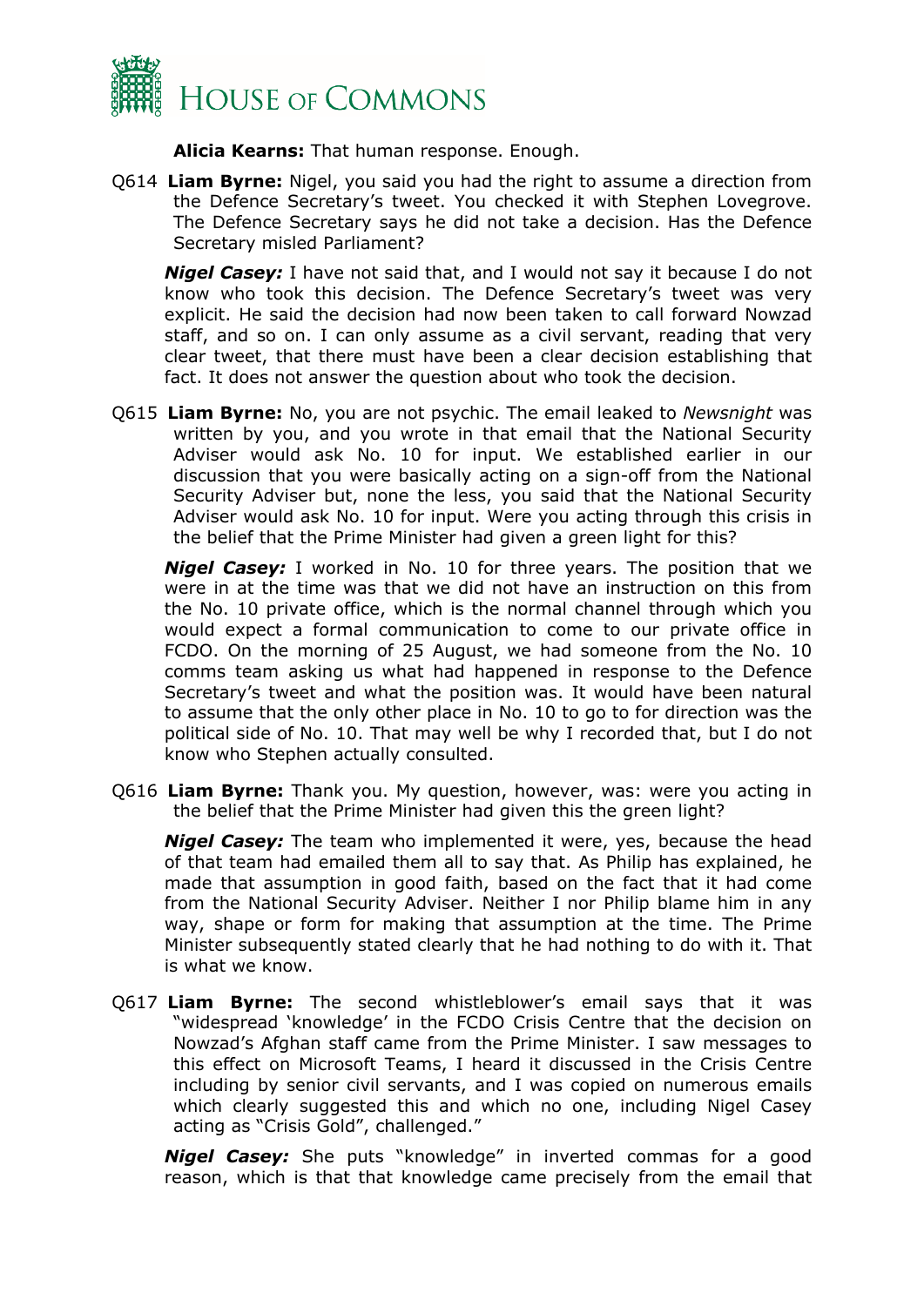**Alicia Kearns:** That human response. Enough.

Q614 **Liam Byrne:** Nigel, you said you had the right to assume a direction from the Defence Secretary's tweet. You checked it with Stephen Lovegrove. The Defence Secretary says he did not take a decision. Has the Defence Secretary misled Parliament?

***Nigel Casey:*** I have not said that, and I would not say it because I do not know who took this decision. The Defence Secretary's tweet was very explicit. He said the decision had now been taken to call forward Nowzad staff, and so on. I can only assume as a civil servant, reading that very clear tweet, that there must have been a clear decision establishing that fact. It does not answer the question about who took the decision.

Q615 **Liam Byrne:** No, you are not psychic. The email leaked to *Newsnight* was written by you, and you wrote in that email that the National Security Adviser would ask No. 10 for input. We established earlier in our discussion that you were basically acting on a sign-off from the National Security Adviser but, none the less, you said that the National Security Adviser would ask No. 10 for input. Were you acting through this crisis in the belief that the Prime Minister had given a green light for this?

***Nigel Casey:*** I worked in No. 10 for three years. The position that we were in at the time was that we did not have an instruction on this from the No. 10 private office, which is the normal channel through which you would expect a formal communication to come to our private office in FCDO. On the morning of 25 August, we had someone from the No. 10 comms team asking us what had happened in response to the Defence Secretary's tweet and what the position was. It would have been natural to assume that the only other place in No. 10 to go to for direction was the political side of No. 10. That may well be why I recorded that, but I do not know who Stephen actually consulted.

Q616 **Liam Byrne:** Thank you. My question, however, was: were you acting in the belief that the Prime Minister had given this the green light?

***Nigel Casey:*** The team who implemented it were, yes, because the head of that team had emailed them all to say that. As Philip has explained, he made that assumption in good faith, based on the fact that it had come from the National Security Adviser. Neither I nor Philip blame him in any way, shape or form for making that assumption at the time. The Prime Minister subsequently stated clearly that he had nothing to do with it. That is what we know.

Q617 **Liam Byrne:** The second whistleblower's email says that it was "widespread 'knowledge' in the FCDO Crisis Centre that the decision on Nowzad's Afghan staff came from the Prime Minister. I saw messages to this effect on Microsoft Teams, I heard it discussed in the Crisis Centre including by senior civil servants, and I was copied on numerous emails which clearly suggested this and which no one, including Nigel Casey acting as "Crisis Gold", challenged."

***Nigel Casey:*** She puts "knowledge" in inverted commas for a good reason, which is that that knowledge came precisely from the email that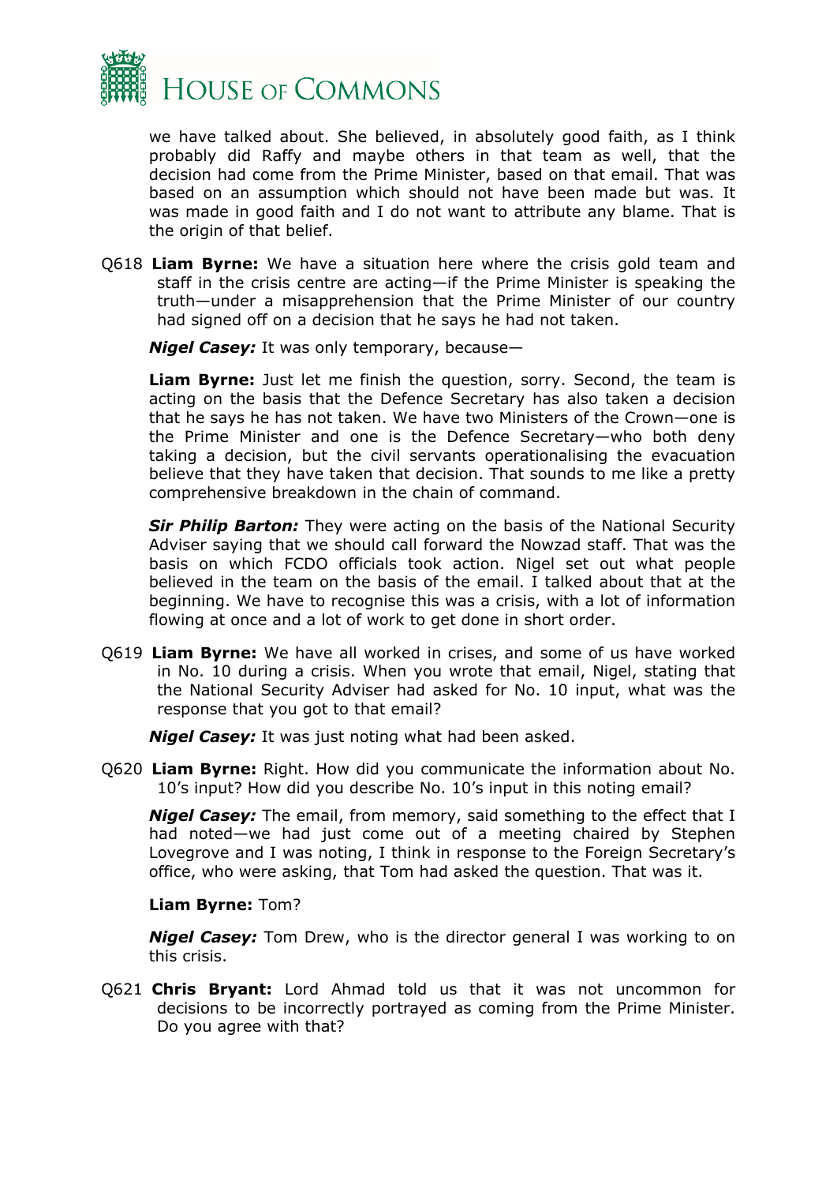we have talked about. She believed, in absolutely good faith, as I think probably did Raffy and maybe others in that team as well, that the decision had come from the Prime Minister, based on that email. That was based on an assumption which should not have been made but was. It was made in good faith and I do not want to attribute any blame. That is the origin of that belief.

Q618 **Liam Byrne:** We have a situation here where the crisis gold team and staff in the crisis centre are acting—if the Prime Minister is speaking the truth—under a misapprehension that the Prime Minister of our country had signed off on a decision that he says he had not taken.

***Nigel Casey:*** It was only temporary, because—

**Liam Byrne:** Just let me finish the question, sorry. Second, the team is acting on the basis that the Defence Secretary has also taken a decision that he says he has not taken. We have two Ministers of the Crown—one is the Prime Minister and one is the Defence Secretary—who both deny taking a decision, but the civil servants operationalising the evacuation believe that they have taken that decision. That sounds to me like a pretty comprehensive breakdown in the chain of command.

***Sir Philip Barton:*** They were acting on the basis of the National Security Adviser saying that we should call forward the Nowzad staff. That was the basis on which FCDO officials took action. Nigel set out what people believed in the team on the basis of the email. I talked about that at the beginning. We have to recognise this was a crisis, with a lot of information flowing at once and a lot of work to get done in short order.

Q619 **Liam Byrne:** We have all worked in crises, and some of us have worked in No. 10 during a crisis. When you wrote that email, Nigel, stating that the National Security Adviser had asked for No. 10 input, what was the response that you got to that email?

***Nigel Casey:*** It was just noting what had been asked.

Q620 **Liam Byrne:** Right. How did you communicate the information about No. 10's input? How did you describe No. 10's input in this noting email?

***Nigel Casey:*** The email, from memory, said something to the effect that I had noted—we had just come out of a meeting chaired by Stephen Lovegrove and I was noting, I think in response to the Foreign Secretary's office, who were asking, that Tom had asked the question. That was it.

**Liam Byrne:** Tom?

***Nigel Casey:*** Tom Drew, who is the director general I was working to on this crisis.

Q621 **Chris Bryant:** Lord Ahmad told us that it was not uncommon for decisions to be incorrectly portrayed as coming from the Prime Minister. Do you agree with that?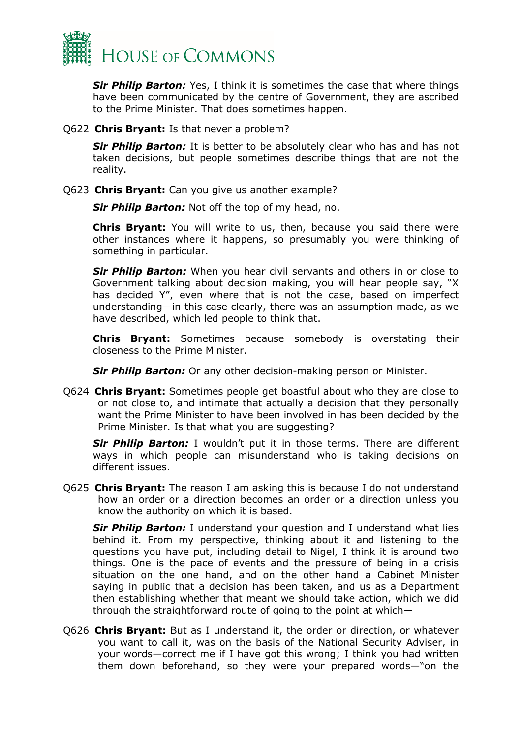***Sir Philip Barton:*** Yes, I think it is sometimes the case that where things have been communicated by the centre of Government, they are ascribed to the Prime Minister. That does sometimes happen.

Q622 **Chris Bryant:** Is that never a problem?

***Sir Philip Barton:*** It is better to be absolutely clear who has and has not taken decisions, but people sometimes describe things that are not the reality.

Q623 **Chris Bryant:** Can you give us another example?

***Sir Philip Barton:*** Not off the top of my head, no.

**Chris Bryant:** You will write to us, then, because you said there were other instances where it happens, so presumably you were thinking of something in particular.

***Sir Philip Barton:*** When you hear civil servants and others in or close to Government talking about decision making, you will hear people say, "X has decided Y", even where that is not the case, based on imperfect understanding—in this case clearly, there was an assumption made, as we have described, which led people to think that.

**Chris Bryant:** Sometimes because somebody is overstating their closeness to the Prime Minister.

***Sir Philip Barton:*** Or any other decision-making person or Minister.

Q624 **Chris Bryant:** Sometimes people get boastful about who they are close to or not close to, and intimate that actually a decision that they personally want the Prime Minister to have been involved in has been decided by the Prime Minister. Is that what you are suggesting?

***Sir Philip Barton:*** I wouldn't put it in those terms. There are different ways in which people can misunderstand who is taking decisions on different issues.

Q625 **Chris Bryant:** The reason I am asking this is because I do not understand how an order or a direction becomes an order or a direction unless you know the authority on which it is based.

***Sir Philip Barton:*** I understand your question and I understand what lies behind it. From my perspective, thinking about it and listening to the questions you have put, including detail to Nigel, I think it is around two things. One is the pace of events and the pressure of being in a crisis situation on the one hand, and on the other hand a Cabinet Minister saying in public that a decision has been taken, and us as a Department then establishing whether that meant we should take action, which we did through the straightforward route of going to the point at which—

Q626 **Chris Bryant:** But as I understand it, the order or direction, or whatever you want to call it, was on the basis of the National Security Adviser, in your words—correct me if I have got this wrong; I think you had written them down beforehand, so they were your prepared words—"on the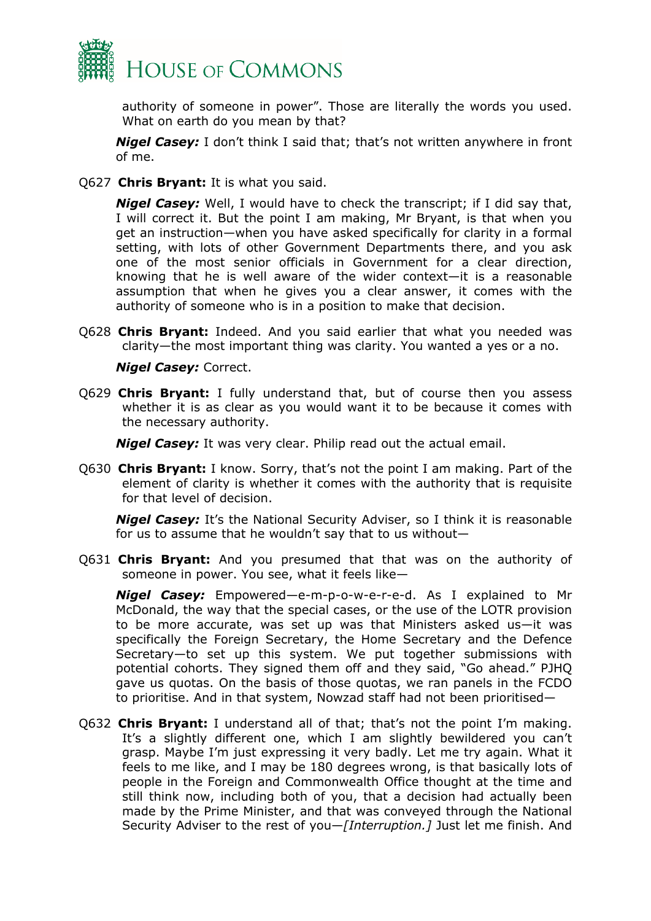authority of someone in power". Those are literally the words you used. What on earth do you mean by that?

***Nigel Casey:*** I don't think I said that; that's not written anywhere in front of me.

Q627 **Chris Bryant:** It is what you said.

***Nigel Casey:*** Well, I would have to check the transcript; if I did say that, I will correct it. But the point I am making, Mr Bryant, is that when you get an instruction—when you have asked specifically for clarity in a formal setting, with lots of other Government Departments there, and you ask one of the most senior officials in Government for a clear direction, knowing that he is well aware of the wider context—it is a reasonable assumption that when he gives you a clear answer, it comes with the authority of someone who is in a position to make that decision.

Q628 **Chris Bryant:** Indeed. And you said earlier that what you needed was clarity—the most important thing was clarity. You wanted a yes or a no.

***Nigel Casey:*** Correct.

Q629 **Chris Bryant:** I fully understand that, but of course then you assess whether it is as clear as you would want it to be because it comes with the necessary authority.

***Nigel Casey:*** It was very clear. Philip read out the actual email.

Q630 **Chris Bryant:** I know. Sorry, that's not the point I am making. Part of the element of clarity is whether it comes with the authority that is requisite for that level of decision.

***Nigel Casey:*** It's the National Security Adviser, so I think it is reasonable for us to assume that he wouldn't say that to us without—

Q631 **Chris Bryant:** And you presumed that that was on the authority of someone in power. You see, what it feels like—

***Nigel Casey:*** Empowered—e-m-p-o-w-e-r-e-d. As I explained to Mr McDonald, the way that the special cases, or the use of the LOTR provision to be more accurate, was set up was that Ministers asked us—it was specifically the Foreign Secretary, the Home Secretary and the Defence Secretary—to set up this system. We put together submissions with potential cohorts. They signed them off and they said, "Go ahead." PJHQ gave us quotas. On the basis of those quotas, we ran panels in the FCDO to prioritise. And in that system, Nowzad staff had not been prioritised—

Q632 **Chris Bryant:** I understand all of that; that's not the point I'm making. It's a slightly different one, which I am slightly bewildered you can't grasp. Maybe I'm just expressing it very badly. Let me try again. What it feels to me like, and I may be 180 degrees wrong, is that basically lots of people in the Foreign and Commonwealth Office thought at the time and still think now, including both of you, that a decision had actually been made by the Prime Minister, and that was conveyed through the National Security Adviser to the rest of you—*[Interruption.]* Just let me finish. And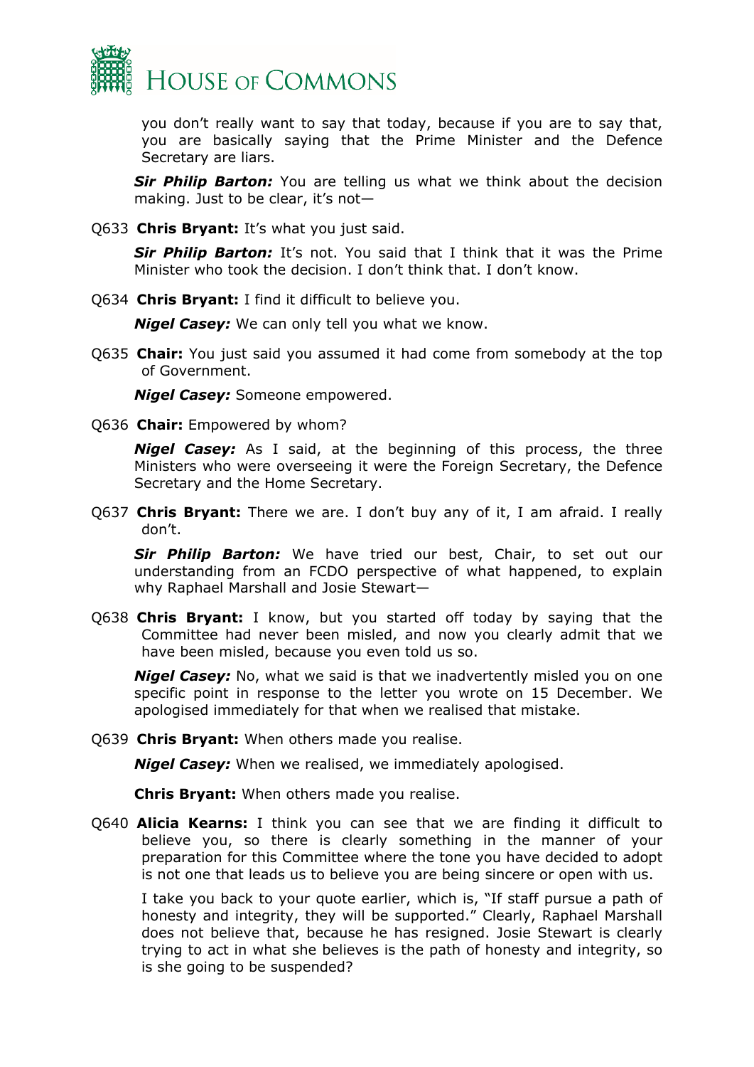you don't really want to say that today, because if you are to say that, you are basically saying that the Prime Minister and the Defence Secretary are liars.

***Sir Philip Barton:*** You are telling us what we think about the decision making. Just to be clear, it's not—

Q633 **Chris Bryant:** It's what you just said.

***Sir Philip Barton:*** It's not. You said that I think that it was the Prime Minister who took the decision. I don't think that. I don't know.

Q634 **Chris Bryant:** I find it difficult to believe you.

***Nigel Casey:*** We can only tell you what we know.

Q635 **Chair:** You just said you assumed it had come from somebody at the top of Government.

***Nigel Casey:*** Someone empowered.

Q636 **Chair:** Empowered by whom?

***Nigel Casey:*** As I said, at the beginning of this process, the three Ministers who were overseeing it were the Foreign Secretary, the Defence Secretary and the Home Secretary.

Q637 **Chris Bryant:** There we are. I don't buy any of it, I am afraid. I really don't.

***Sir Philip Barton:*** We have tried our best, Chair, to set out our understanding from an FCDO perspective of what happened, to explain why Raphael Marshall and Josie Stewart—

Q638 **Chris Bryant:** I know, but you started off today by saying that the Committee had never been misled, and now you clearly admit that we have been misled, because you even told us so.

***Nigel Casey:*** No, what we said is that we inadvertently misled you on one specific point in response to the letter you wrote on 15 December. We apologised immediately for that when we realised that mistake.

Q639 **Chris Bryant:** When others made you realise.

***Nigel Casey:*** When we realised, we immediately apologised.

**Chris Bryant:** When others made you realise.

Q640 **Alicia Kearns:** I think you can see that we are finding it difficult to believe you, so there is clearly something in the manner of your preparation for this Committee where the tone you have decided to adopt is not one that leads us to believe you are being sincere or open with us.

I take you back to your quote earlier, which is, "If staff pursue a path of honesty and integrity, they will be supported." Clearly, Raphael Marshall does not believe that, because he has resigned. Josie Stewart is clearly trying to act in what she believes is the path of honesty and integrity, so is she going to be suspended?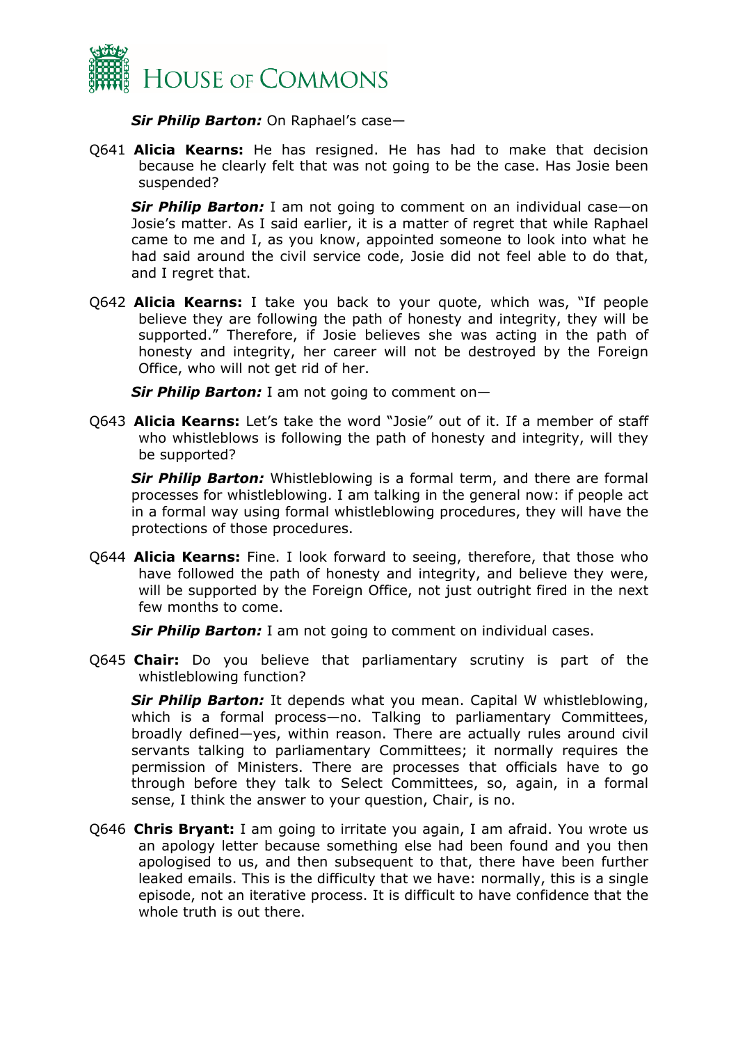***Sir Philip Barton:*** On Raphael's case—

Q641 **Alicia Kearns:** He has resigned. He has had to make that decision because he clearly felt that was not going to be the case. Has Josie been suspended?

***Sir Philip Barton:*** I am not going to comment on an individual case—on Josie's matter. As I said earlier, it is a matter of regret that while Raphael came to me and I, as you know, appointed someone to look into what he had said around the civil service code, Josie did not feel able to do that, and I regret that.

Q642 **Alicia Kearns:** I take you back to your quote, which was, "If people believe they are following the path of honesty and integrity, they will be supported." Therefore, if Josie believes she was acting in the path of honesty and integrity, her career will not be destroyed by the Foreign Office, who will not get rid of her.

***Sir Philip Barton:*** I am not going to comment on—

Q643 **Alicia Kearns:** Let's take the word "Josie" out of it. If a member of staff who whistleblows is following the path of honesty and integrity, will they be supported?

***Sir Philip Barton:*** Whistleblowing is a formal term, and there are formal processes for whistleblowing. I am talking in the general now: if people act in a formal way using formal whistleblowing procedures, they will have the protections of those procedures.

Q644 **Alicia Kearns:** Fine. I look forward to seeing, therefore, that those who have followed the path of honesty and integrity, and believe they were, will be supported by the Foreign Office, not just outright fired in the next few months to come.

***Sir Philip Barton:*** I am not going to comment on individual cases.

Q645 **Chair:** Do you believe that parliamentary scrutiny is part of the whistleblowing function?

***Sir Philip Barton:*** It depends what you mean. Capital W whistleblowing, which is a formal process—no. Talking to parliamentary Committees, broadly defined—yes, within reason. There are actually rules around civil servants talking to parliamentary Committees; it normally requires the permission of Ministers. There are processes that officials have to go through before they talk to Select Committees, so, again, in a formal sense, I think the answer to your question, Chair, is no.

Q646 **Chris Bryant:** I am going to irritate you again, I am afraid. You wrote us an apology letter because something else had been found and you then apologised to us, and then subsequent to that, there have been further leaked emails. This is the difficulty that we have: normally, this is a single episode, not an iterative process. It is difficult to have confidence that the whole truth is out there.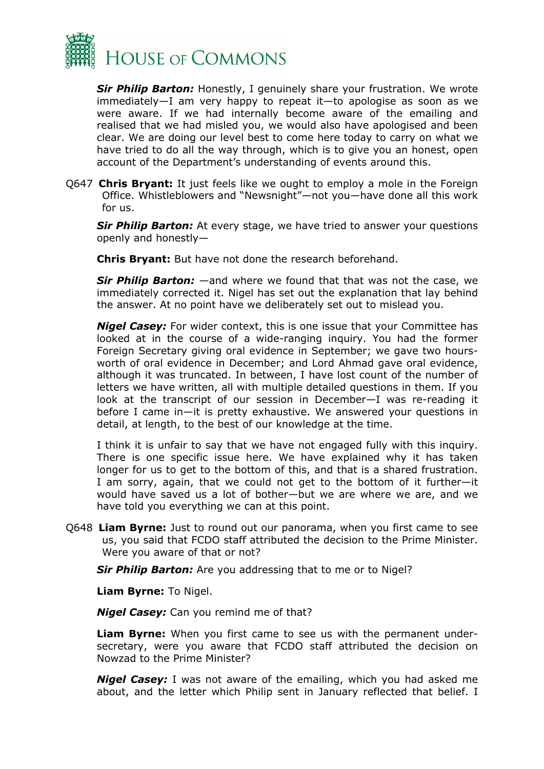***Sir Philip Barton:*** Honestly, I genuinely share your frustration. We wrote immediately—I am very happy to repeat it—to apologise as soon as we were aware. If we had internally become aware of the emailing and realised that we had misled you, we would also have apologised and been clear. We are doing our level best to come here today to carry on what we have tried to do all the way through, which is to give you an honest, open account of the Department's understanding of events around this.

Q647 **Chris Bryant:** It just feels like we ought to employ a mole in the Foreign Office. Whistleblowers and "Newsnight"—not you—have done all this work for us.

***Sir Philip Barton:*** At every stage, we have tried to answer your questions openly and honestly—

**Chris Bryant:** But have not done the research beforehand.

***Sir Philip Barton:*** —and where we found that that was not the case, we immediately corrected it. Nigel has set out the explanation that lay behind the answer. At no point have we deliberately set out to mislead you.

***Nigel Casey:*** For wider context, this is one issue that your Committee has looked at in the course of a wide-ranging inquiry. You had the former Foreign Secretary giving oral evidence in September; we gave two hours-worth of oral evidence in December; and Lord Ahmad gave oral evidence, although it was truncated. In between, I have lost count of the number of letters we have written, all with multiple detailed questions in them. If you look at the transcript of our session in December—I was re-reading it before I came in—it is pretty exhaustive. We answered your questions in detail, at length, to the best of our knowledge at the time.

I think it is unfair to say that we have not engaged fully with this inquiry. There is one specific issue here. We have explained why it has taken longer for us to get to the bottom of this, and that is a shared frustration. I am sorry, again, that we could not get to the bottom of it further—it would have saved us a lot of bother—but we are where we are, and we have told you everything we can at this point.

Q648 **Liam Byrne:** Just to round out our panorama, when you first came to see us, you said that FCDO staff attributed the decision to the Prime Minister. Were you aware of that or not?

***Sir Philip Barton:*** Are you addressing that to me or to Nigel?

**Liam Byrne:** To Nigel.

***Nigel Casey:*** Can you remind me of that?

**Liam Byrne:** When you first came to see us with the permanent under-secretary, were you aware that FCDO staff attributed the decision on Nowzad to the Prime Minister?

***Nigel Casey:*** I was not aware of the emailing, which you had asked me about, and the letter which Philip sent in January reflected that belief. I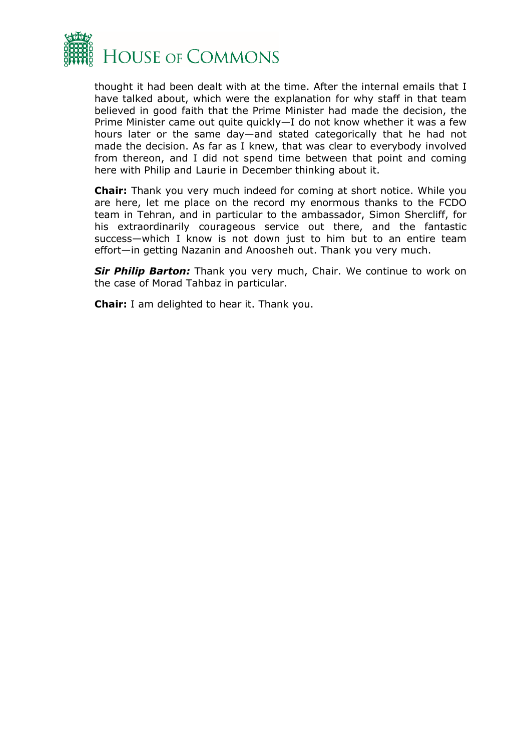thought it had been dealt with at the time. After the internal emails that I have talked about, which were the explanation for why staff in that team believed in good faith that the Prime Minister had made the decision, the Prime Minister came out quite quickly—I do not know whether it was a few hours later or the same day—and stated categorically that he had not made the decision. As far as I knew, that was clear to everybody involved from thereon, and I did not spend time between that point and coming here with Philip and Laurie in December thinking about it.

**Chair:** Thank you very much indeed for coming at short notice. While you are here, let me place on the record my enormous thanks to the FCDO team in Tehran, and in particular to the ambassador, Simon Shercliff, for his extraordinarily courageous service out there, and the fantastic success—which I know is not down just to him but to an entire team effort—in getting Nazanin and Anoosheh out. Thank you very much.

***Sir Philip Barton:*** Thank you very much, Chair. We continue to work on the case of Morad Tahbaz in particular.

**Chair:** I am delighted to hear it. Thank you.